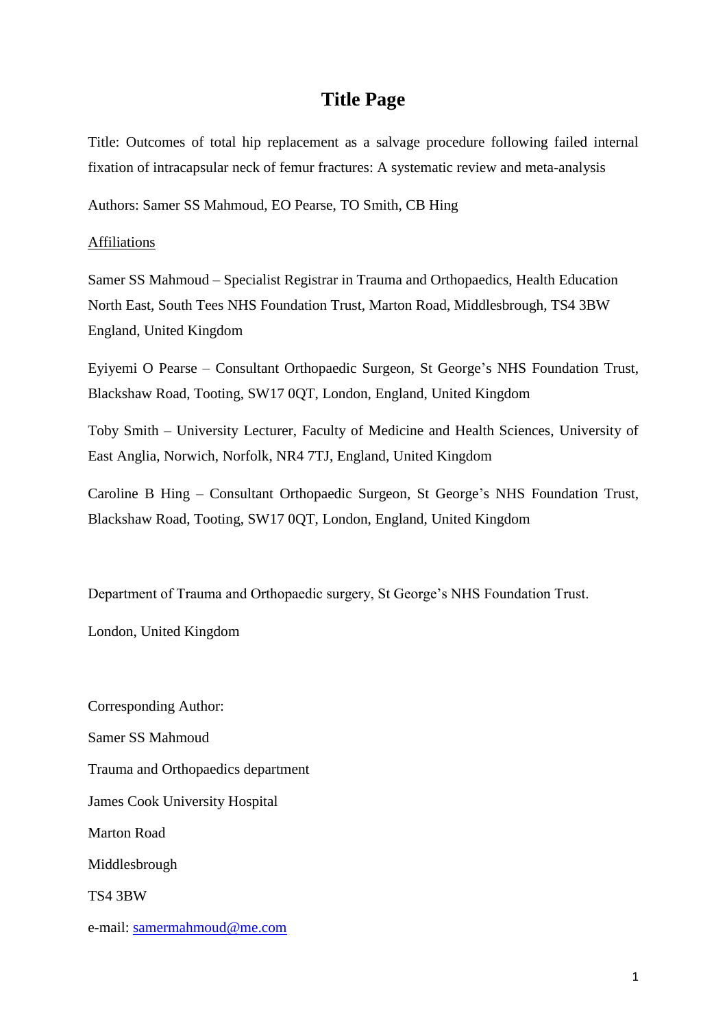# Title Page

Title: Outcomes of total hip replacement as a salvage procedure following failed internal fixation of intracapsular neck of femur fractures: A systematic review and meta-analysis

Authors: Samer SS Mahmoud, EO Pearse, TO Smith, CB Hing

Affiliations

Samer SS Mahmoud – Specialist Registrar in Trauma and Orthopaedics, Health Education North East, South Tees NHS Foundation Trust, Marton Road, Middlesbrough, TS4 3BW England, United Kingdom

Eyiyemi O Pearse – Consultant Orthopaedic Surgeon, St George's NHS Foundation Trust, Blackshaw Road, Tooting, SW17 0QT, London, England, United Kingdom

Toby Smith – University Lecturer, Faculty of Medicine and Health Sciences, University of East Anglia, Norwich, Norfolk, NR4 7TJ, England, United Kingdom

Caroline B Hing – Consultant Orthopaedic Surgeon, St George's NHS Foundation Trust, Blackshaw Road, Tooting, SW17 0QT, London, England, United Kingdom

Department of Trauma and Orthopaedic surgery, St George's NHS Foundation Trust.

London, United Kingdom

Corresponding Author:

Samer SS Mahmoud

Trauma and Orthopaedics department

James Cook University Hospital

Marton Road

Middlesbrough

TS4 3BW

e-mail: samermahmoud@me.com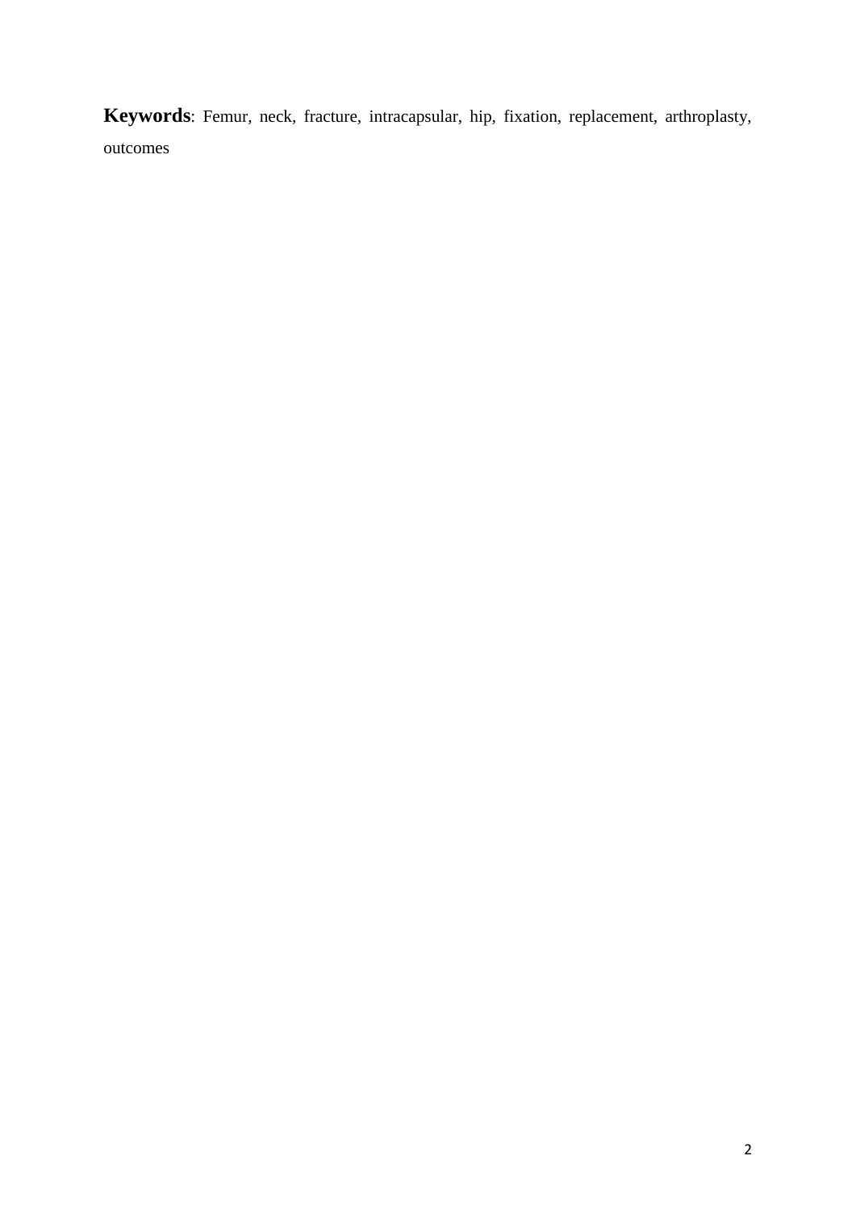**Keywords**: Femur, neck, fracture, intracapsular, hip, fixation, replacement, arthroplasty, outcomes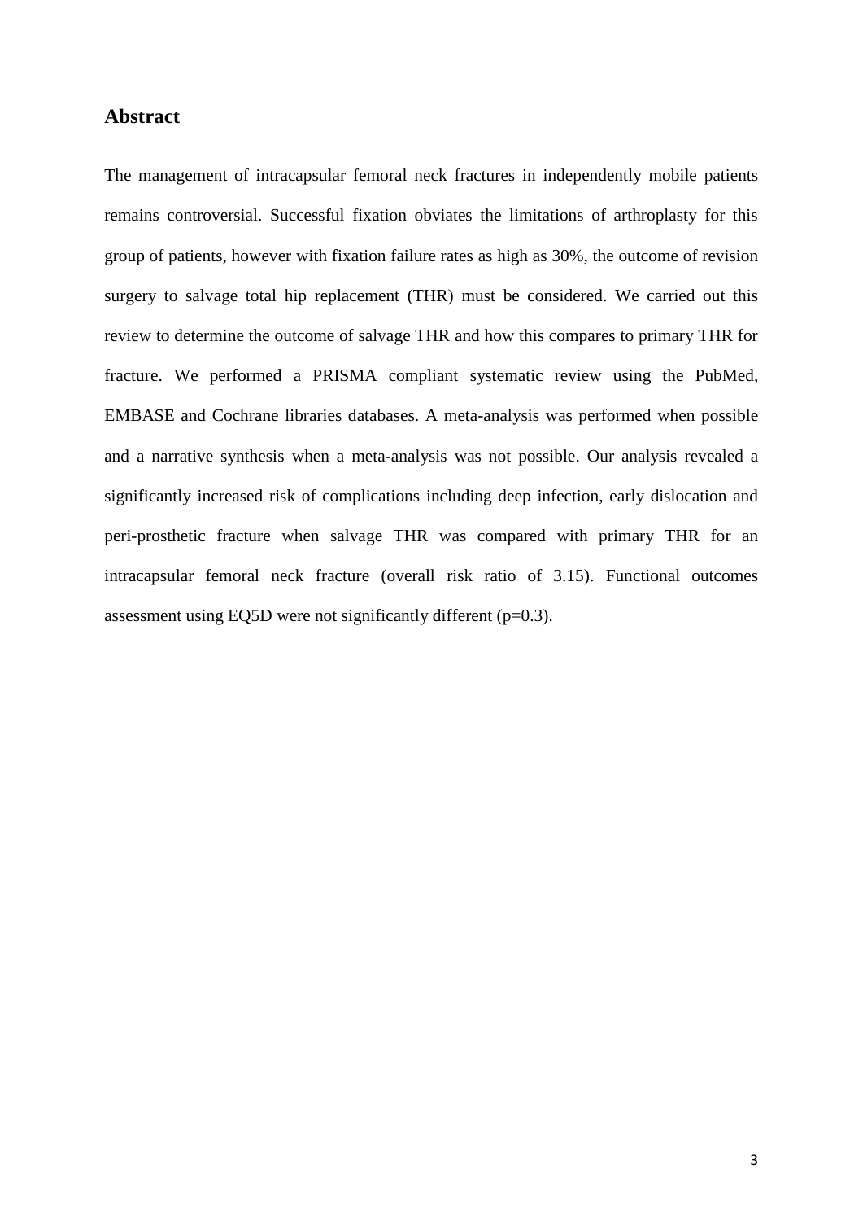## Abstract

The management of intracapsular femoral neck fractures in independently mobile patients remains controversial. Successful fixation obviates the limitations of arthroplasty for this group of patients, however with fixation failure rates as high as 30%, the outcome of revision surgery to salvage total hip replacement (THR) must be considered. We carried out this review to determine the outcome of salvage THR and how this compares to primary THR for fracture. We performed a PRISMA compliant systematic review using the PubMed, EMBASE and Cochrane libraries databases. A meta-analysis was performed when possible and a narrative synthesis when a meta-analysis was not possible. Our analysis revealed a significantly increased risk of complications including deep infection, early dislocation and peri-prosthetic fracture when salvage THR was compared with primary THR for an intracapsular femoral neck fracture (overall risk ratio of 3.15). Functional outcomes assessment using EQ5D were not significantly different ($p=0.3$).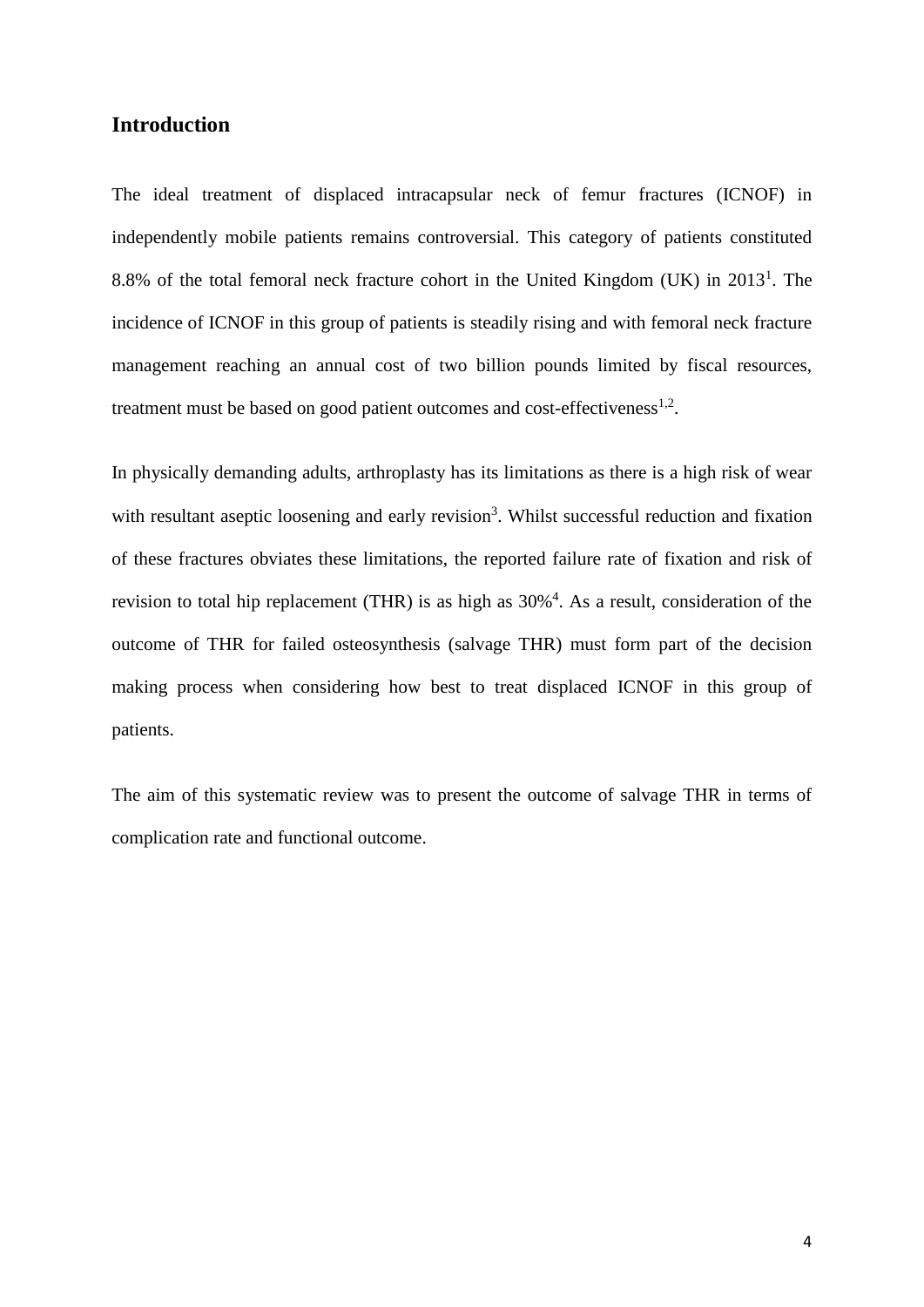## Introduction

The ideal treatment of displaced intracapsular neck of femur fractures (ICNOF) in independently mobile patients remains controversial. This category of patients constituted 8.8% of the total femoral neck fracture cohort in the United Kingdom (UK) in 2013[1]. The incidence of ICNOF in this group of patients is steadily rising and with femoral neck fracture management reaching an annual cost of two billion pounds limited by fiscal resources, treatment must be based on good patient outcomes and cost-effectiveness[1,2].

In physically demanding adults, arthroplasty has its limitations as there is a high risk of wear with resultant aseptic loosening and early revision[3]. Whilst successful reduction and fixation of these fractures obviates these limitations, the reported failure rate of fixation and risk of revision to total hip replacement (THR) is as high as 30%[4]. As a result, consideration of the outcome of THR for failed osteosynthesis (salvage THR) must form part of the decision making process when considering how best to treat displaced ICNOF in this group of patients.

The aim of this systematic review was to present the outcome of salvage THR in terms of complication rate and functional outcome.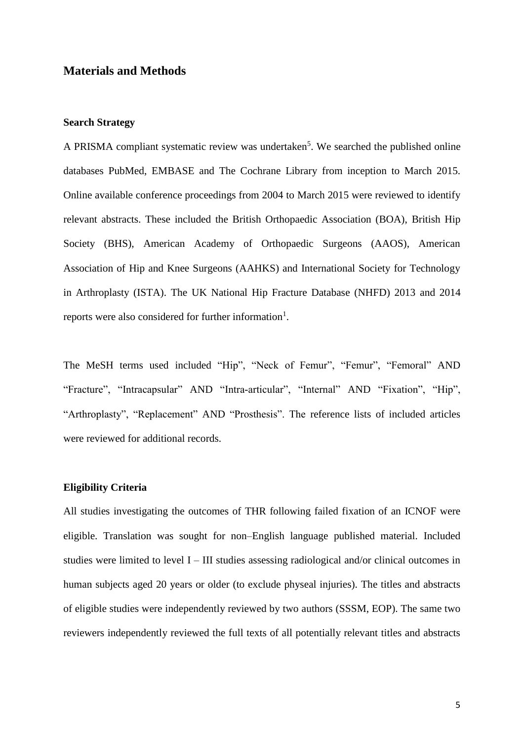## Materials and Methods

### Search Strategy

A PRISMA compliant systematic review was undertaken[5]. We searched the published online databases PubMed, EMBASE and The Cochrane Library from inception to March 2015. Online available conference proceedings from 2004 to March 2015 were reviewed to identify relevant abstracts. These included the British Orthopaedic Association (BOA), British Hip Society (BHS), American Academy of Orthopaedic Surgeons (AAOS), American Association of Hip and Knee Surgeons (AAHKS) and International Society for Technology in Arthroplasty (ISTA). The UK National Hip Fracture Database (NHFD) 2013 and 2014 reports were also considered for further information[1].

The MeSH terms used included "Hip", "Neck of Femur", "Femur", "Femoral" AND "Fracture", "Intracapsular" AND "Intra-articular", "Internal" AND "Fixation", "Hip", "Arthroplasty", "Replacement" AND "Prosthesis". The reference lists of included articles were reviewed for additional records.

### Eligibility Criteria

All studies investigating the outcomes of THR following failed fixation of an ICNOF were eligible. Translation was sought for non–English language published material. Included studies were limited to level I – III studies assessing radiological and/or clinical outcomes in human subjects aged 20 years or older (to exclude physeal injuries). The titles and abstracts of eligible studies were independently reviewed by two authors (SSSM, EOP). The same two reviewers independently reviewed the full texts of all potentially relevant titles and abstracts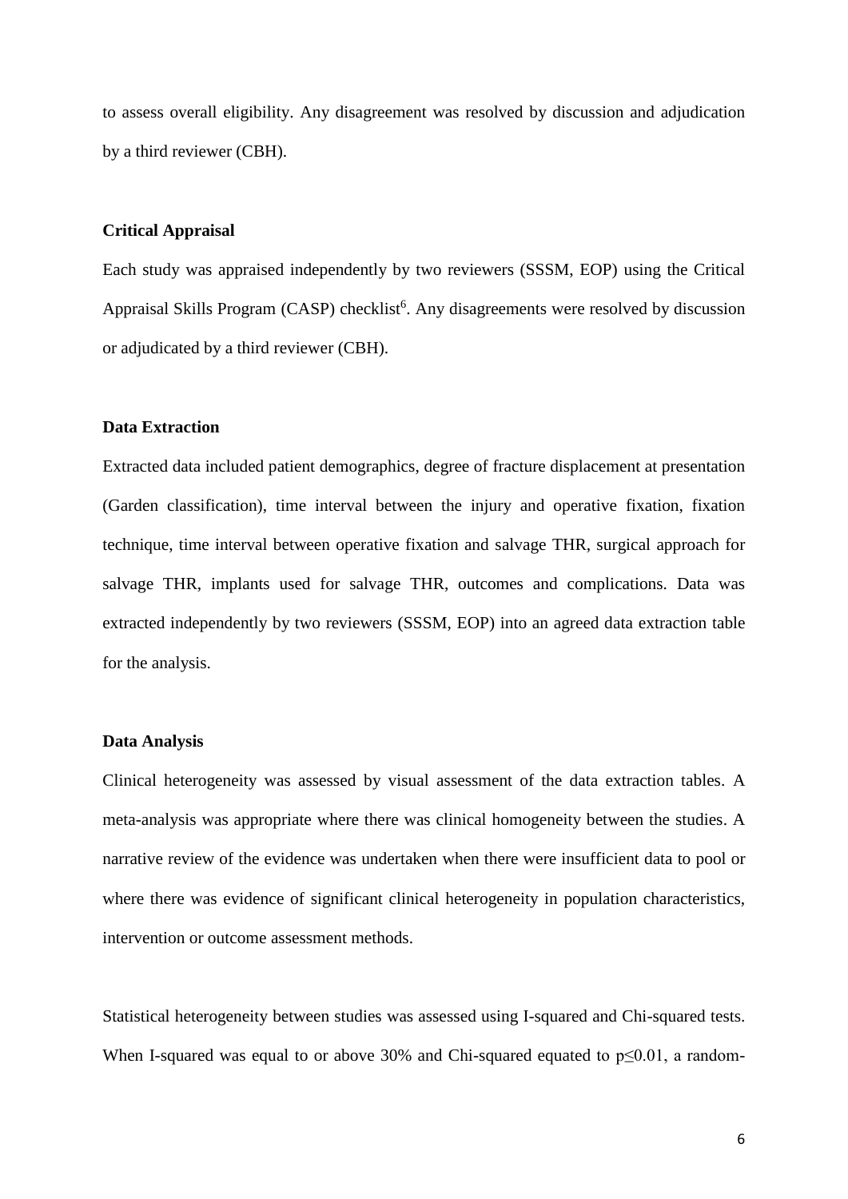to assess overall eligibility. Any disagreement was resolved by discussion and adjudication by a third reviewer (CBH).

### Critical Appraisal

Each study was appraised independently by two reviewers (SSSM, EOP) using the Critical Appraisal Skills Program (CASP) checklist[6]. Any disagreements were resolved by discussion or adjudicated by a third reviewer (CBH).

### Data Extraction

Extracted data included patient demographics, degree of fracture displacement at presentation (Garden classification), time interval between the injury and operative fixation, fixation technique, time interval between operative fixation and salvage THR, surgical approach for salvage THR, implants used for salvage THR, outcomes and complications. Data was extracted independently by two reviewers (SSSM, EOP) into an agreed data extraction table for the analysis.

### Data Analysis

Clinical heterogeneity was assessed by visual assessment of the data extraction tables. A meta-analysis was appropriate where there was clinical homogeneity between the studies. A narrative review of the evidence was undertaken when there were insufficient data to pool or where there was evidence of significant clinical heterogeneity in population characteristics, intervention or outcome assessment methods.

Statistical heterogeneity between studies was assessed using I-squared and Chi-squared tests. When I-squared was equal to or above 30% and Chi-squared equated to $p \leq 0.01$, a random-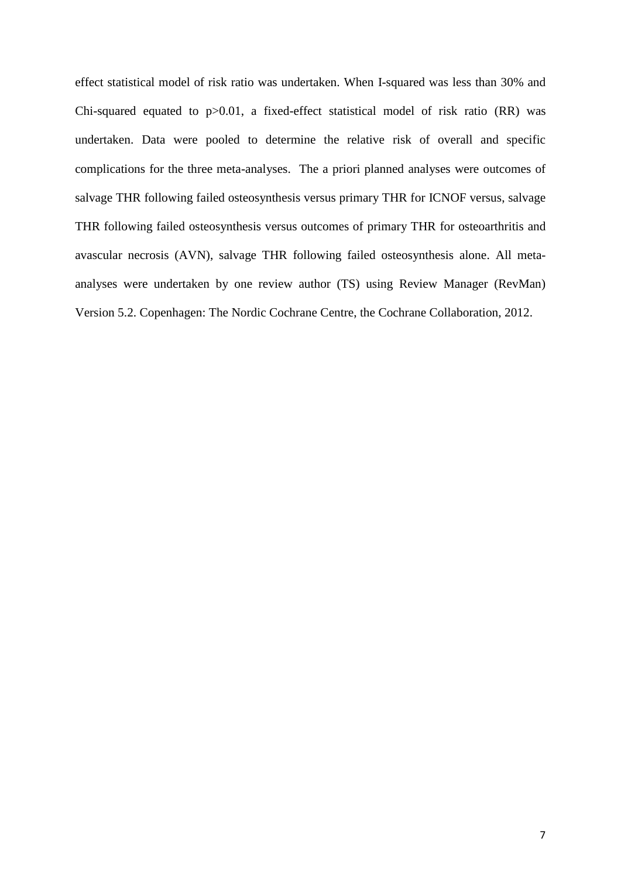effect statistical model of risk ratio was undertaken. When I-squared was less than 30% and Chi-squared equated to $p>0.01$, a fixed-effect statistical model of risk ratio (RR) was undertaken. Data were pooled to determine the relative risk of overall and specific complications for the three meta-analyses. The a priori planned analyses were outcomes of salvage THR following failed osteosynthesis versus primary THR for ICNOF versus, salvage THR following failed osteosynthesis versus outcomes of primary THR for osteoarthritis and avascular necrosis (AVN), salvage THR following failed osteosynthesis alone. All meta-analyses were undertaken by one review author (TS) using Review Manager (RevMan) Version 5.2. Copenhagen: The Nordic Cochrane Centre, the Cochrane Collaboration, 2012.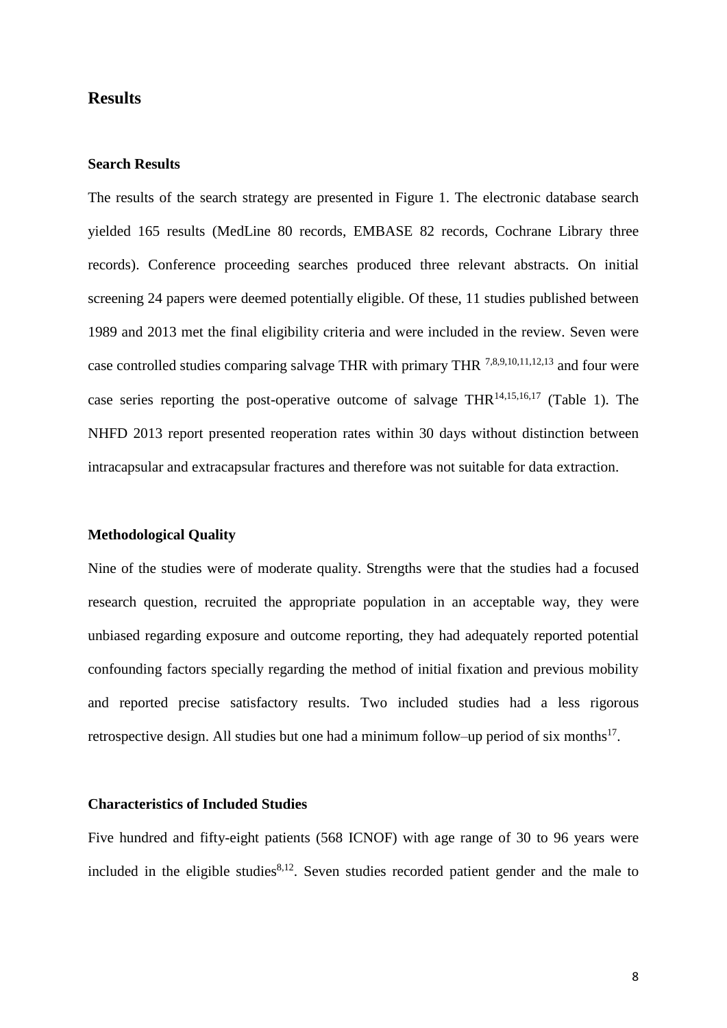## Results

### Search Results

The results of the search strategy are presented in Figure 1. The electronic database search yielded 165 results (MedLine 80 records, EMBASE 82 records, Cochrane Library three records). Conference proceeding searches produced three relevant abstracts. On initial screening 24 papers were deemed potentially eligible. Of these, 11 studies published between 1989 and 2013 met the final eligibility criteria and were included in the review. Seven were case controlled studies comparing salvage THR with primary THR [7,8,9,10,11,12,13] and four were case series reporting the post-operative outcome of salvage THR[14,15,16,17] (Table 1). The NHFD 2013 report presented reoperation rates within 30 days without distinction between intracapsular and extracapsular fractures and therefore was not suitable for data extraction.

### Methodological Quality

Nine of the studies were of moderate quality. Strengths were that the studies had a focused research question, recruited the appropriate population in an acceptable way, they were unbiased regarding exposure and outcome reporting, they had adequately reported potential confounding factors specially regarding the method of initial fixation and previous mobility and reported precise satisfactory results. Two included studies had a less rigorous retrospective design. All studies but one had a minimum follow–up period of six months[17].

### Characteristics of Included Studies

Five hundred and fifty-eight patients (568 ICNOF) with age range of 30 to 96 years were included in the eligible studies[8,12]. Seven studies recorded patient gender and the male to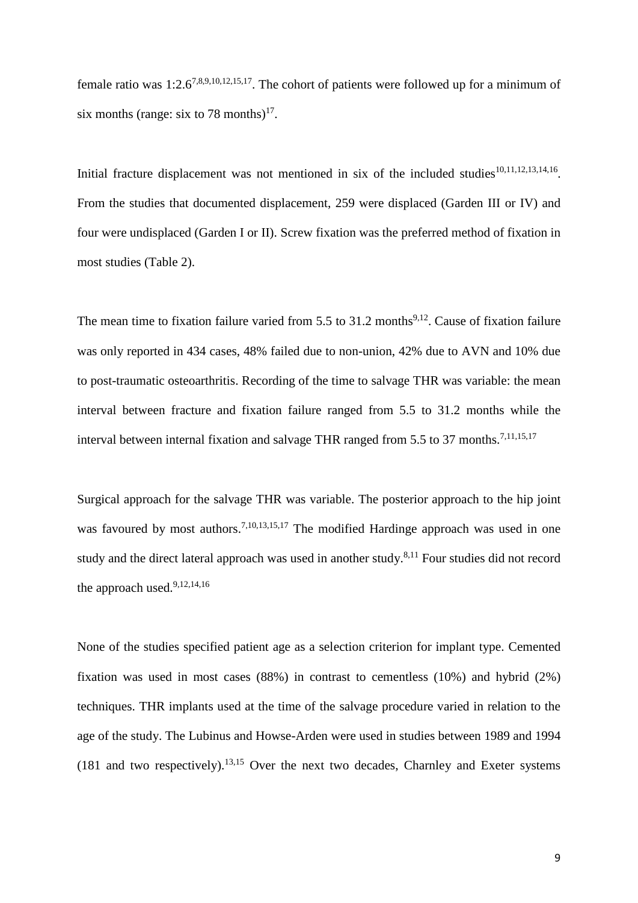female ratio was 1:2.6[7,8,9,10,12,15,17]. The cohort of patients were followed up for a minimum of six months (range: six to 78 months)[17].

Initial fracture displacement was not mentioned in six of the included studies[10,11,12,13,14,16]. From the studies that documented displacement, 259 were displaced (Garden III or IV) and four were undisplaced (Garden I or II). Screw fixation was the preferred method of fixation in most studies (Table 2).

The mean time to fixation failure varied from 5.5 to 31.2 months[9,12]. Cause of fixation failure was only reported in 434 cases, 48% failed due to non-union, 42% due to AVN and 10% due to post-traumatic osteoarthritis. Recording of the time to salvage THR was variable: the mean interval between fracture and fixation failure ranged from 5.5 to 31.2 months while the interval between internal fixation and salvage THR ranged from 5.5 to 37 months.[7,11,15,17]

Surgical approach for the salvage THR was variable. The posterior approach to the hip joint was favoured by most authors.[7,10,13,15,17] The modified Hardinge approach was used in one study and the direct lateral approach was used in another study.[8,11] Four studies did not record the approach used.[9,12,14,16]

None of the studies specified patient age as a selection criterion for implant type. Cemented fixation was used in most cases (88%) in contrast to cementless (10%) and hybrid (2%) techniques. THR implants used at the time of the salvage procedure varied in relation to the age of the study. The Lubinus and Howse-Arden were used in studies between 1989 and 1994 (181 and two respectively).[13,15] Over the next two decades, Charnley and Exeter systems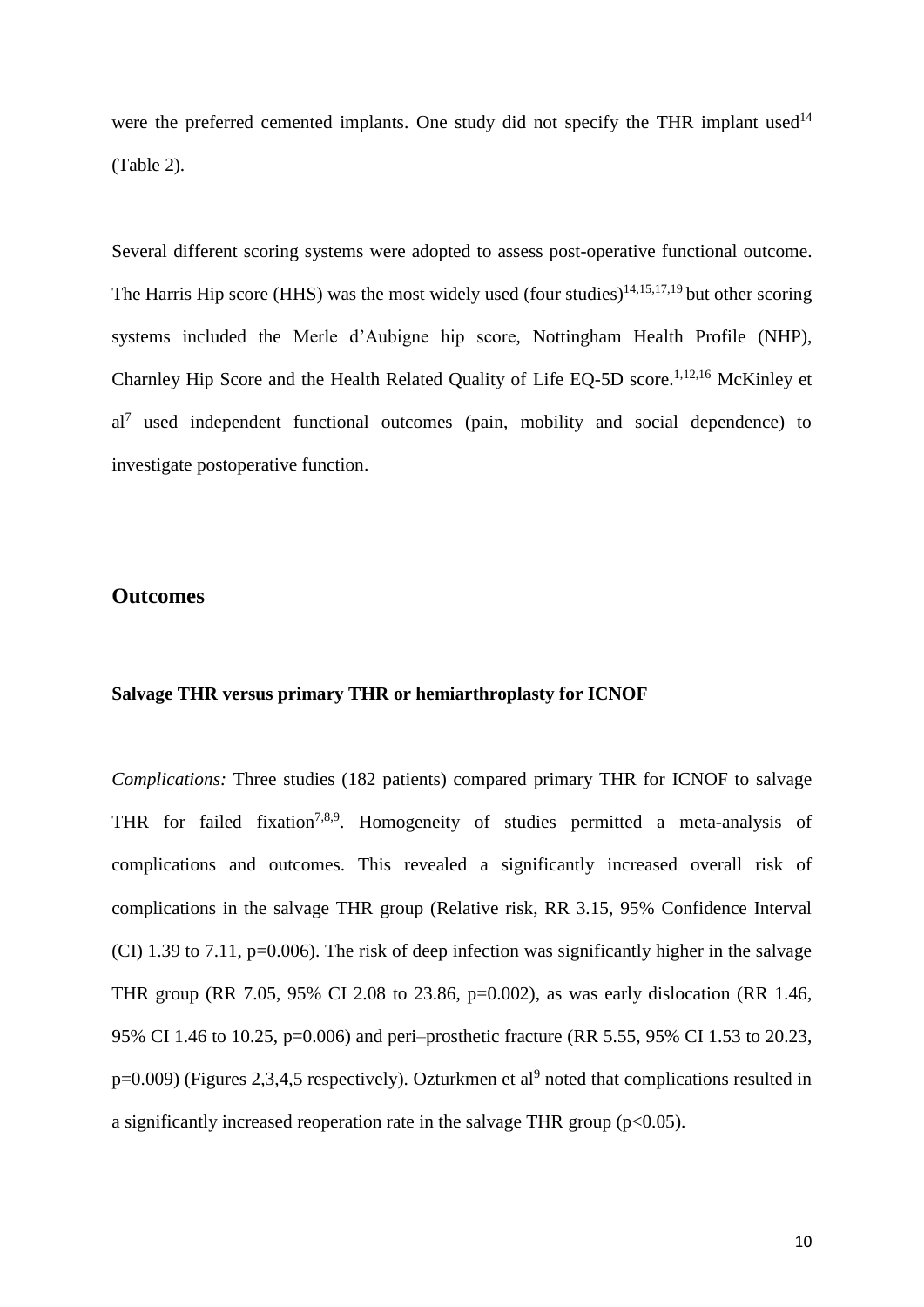were the preferred cemented implants. One study did not specify the THR implant used[14] (Table 2).

Several different scoring systems were adopted to assess post-operative functional outcome. The Harris Hip score (HHS) was the most widely used (four studies)[14,15,17,19] but other scoring systems included the Merle d'Aubigne hip score, Nottingham Health Profile (NHP), Charnley Hip Score and the Health Related Quality of Life EQ-5D score.[1,12,16] McKinley et al[7] used independent functional outcomes (pain, mobility and social dependence) to investigate postoperative function.

## Outcomes

### Salvage THR versus primary THR or hemiarthroplasty for ICNOF

*Complications:* Three studies (182 patients) compared primary THR for ICNOF to salvage THR for failed fixation[7,8,9]. Homogeneity of studies permitted a meta-analysis of complications and outcomes. This revealed a significantly increased overall risk of complications in the salvage THR group (Relative risk, RR 3.15, 95% Confidence Interval (CI) 1.39 to 7.11, p=0.006). The risk of deep infection was significantly higher in the salvage THR group (RR 7.05, 95% CI 2.08 to 23.86, p=0.002), as was early dislocation (RR 1.46, 95% CI 1.46 to 10.25, p=0.006) and peri–prosthetic fracture (RR 5.55, 95% CI 1.53 to 20.23, p=0.009) (Figures 2,3,4,5 respectively). Ozturkmen et al[9] noted that complications resulted in a significantly increased reoperation rate in the salvage THR group ($p<0.05$).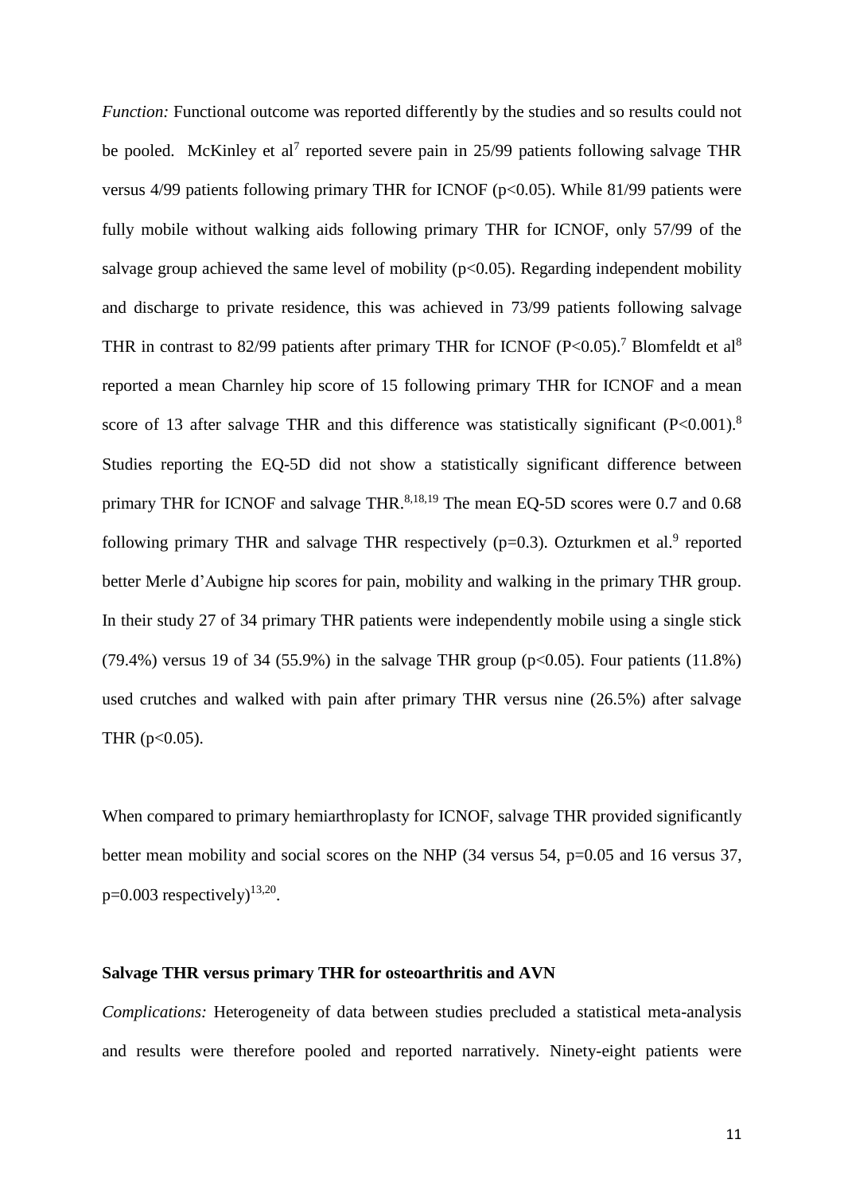*Function:* Functional outcome was reported differently by the studies and so results could not be pooled. McKinley et al[7] reported severe pain in 25/99 patients following salvage THR versus 4/99 patients following primary THR for ICNOF ($p<0.05$). While 81/99 patients were fully mobile without walking aids following primary THR for ICNOF, only 57/99 of the salvage group achieved the same level of mobility ($p<0.05$). Regarding independent mobility and discharge to private residence, this was achieved in 73/99 patients following salvage THR in contrast to 82/99 patients after primary THR for ICNOF ($P<0.05$).[7] Blomfeldt et al[8] reported a mean Charnley hip score of 15 following primary THR for ICNOF and a mean score of 13 after salvage THR and this difference was statistically significant ($P<0.001$).[8] Studies reporting the EQ-5D did not show a statistically significant difference between primary THR for ICNOF and salvage THR.[8,18,19] The mean EQ-5D scores were 0.7 and 0.68 following primary THR and salvage THR respectively ($p=0.3$). Ozturkmen et al.[9] reported better Merle d'Aubigne hip scores for pain, mobility and walking in the primary THR group. In their study 27 of 34 primary THR patients were independently mobile using a single stick (79.4%) versus 19 of 34 (55.9%) in the salvage THR group ($p<0.05$). Four patients (11.8%) used crutches and walked with pain after primary THR versus nine (26.5%) after salvage THR ($p<0.05$).

When compared to primary hemiarthroplasty for ICNOF, salvage THR provided significantly better mean mobility and social scores on the NHP (34 versus 54, $p=0.05$ and 16 versus 37, $p=0.003$ respectively)[13,20].

**Salvage THR versus primary THR for osteoarthritis and AVN**

*Complications:* Heterogeneity of data between studies precluded a statistical meta-analysis and results were therefore pooled and reported narratively. Ninety-eight patients were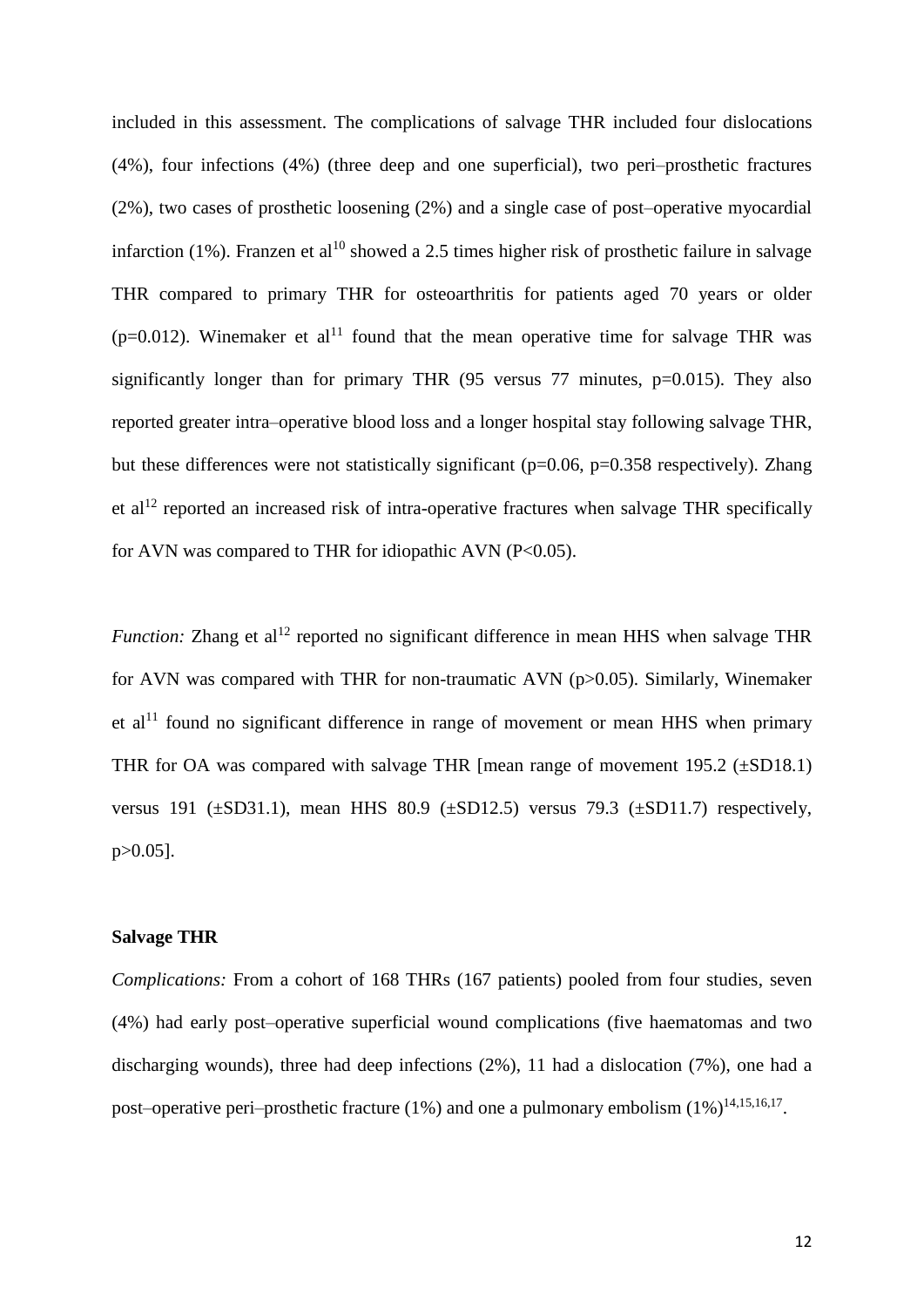included in this assessment. The complications of salvage THR included four dislocations (4%), four infections (4%) (three deep and one superficial), two peri–prosthetic fractures (2%), two cases of prosthetic loosening (2%) and a single case of post–operative myocardial infarction (1%). Franzen et al[10] showed a 2.5 times higher risk of prosthetic failure in salvage THR compared to primary THR for osteoarthritis for patients aged 70 years or older ($p=0.012$). Winemaker et al[11] found that the mean operative time for salvage THR was significantly longer than for primary THR (95 versus 77 minutes, $p=0.015$). They also reported greater intra–operative blood loss and a longer hospital stay following salvage THR, but these differences were not statistically significant ($p=0.06$, $p=0.358$ respectively). Zhang et al[12] reported an increased risk of intra-operative fractures when salvage THR specifically for AVN was compared to THR for idiopathic AVN ($P<0.05$).

*Function:* Zhang et al[12] reported no significant difference in mean HHS when salvage THR for AVN was compared with THR for non-traumatic AVN ($p>0.05$). Similarly, Winemaker et al[11] found no significant difference in range of movement or mean HHS when primary THR for OA was compared with salvage THR [mean range of movement 195.2 (±SD18.1) versus 191 (±SD31.1), mean HHS 80.9 (±SD12.5) versus 79.3 (±SD11.7) respectively, $p>0.05$].

### Salvage THR

*Complications:* From a cohort of 168 THRs (167 patients) pooled from four studies, seven (4%) had early post–operative superficial wound complications (five haematomas and two discharging wounds), three had deep infections (2%), 11 had a dislocation (7%), one had a post–operative peri–prosthetic fracture (1%) and one a pulmonary embolism (1%)[14,15,16,17].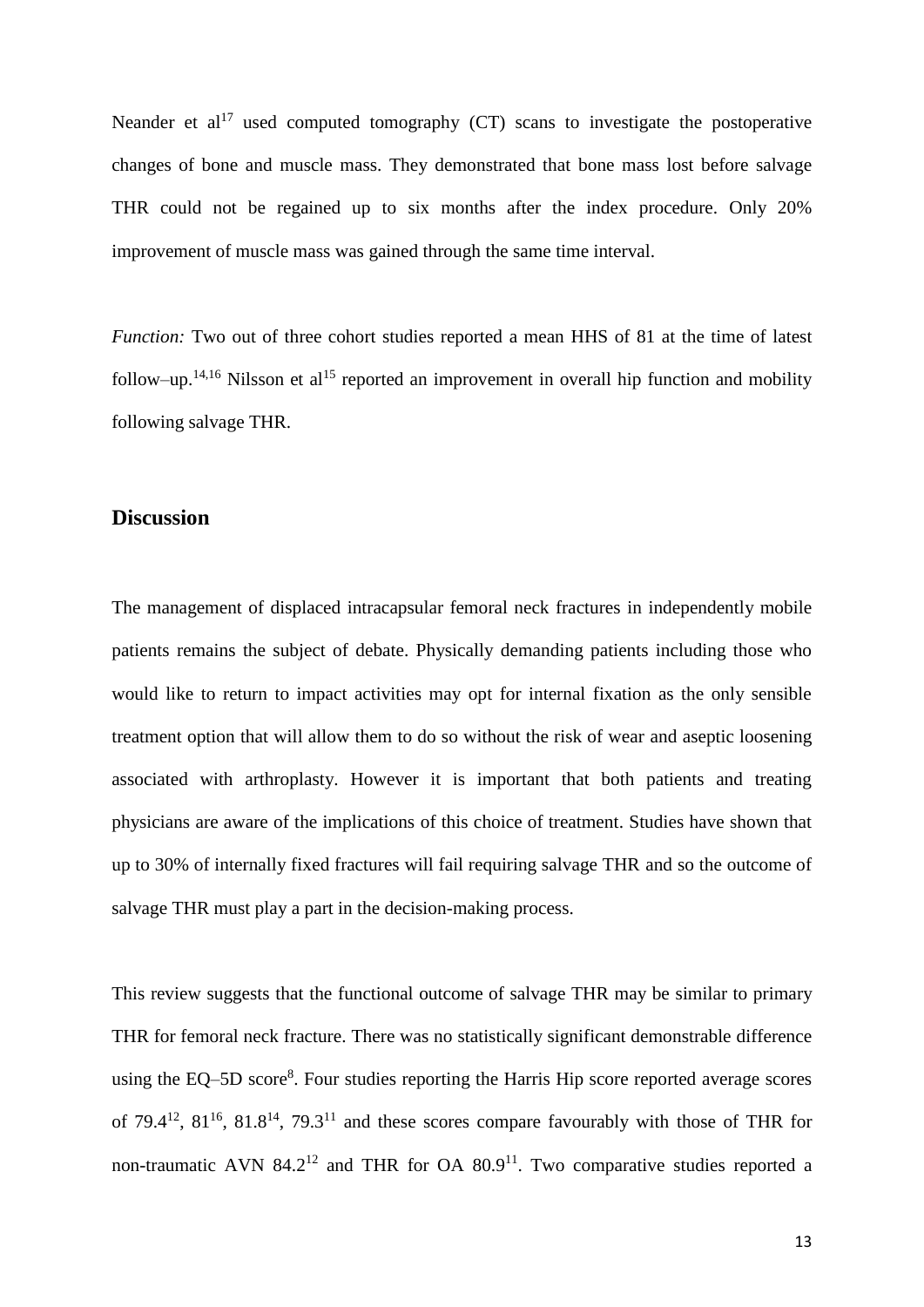Neander et al[17] used computed tomography (CT) scans to investigate the postoperative changes of bone and muscle mass. They demonstrated that bone mass lost before salvage THR could not be regained up to six months after the index procedure. Only 20% improvement of muscle mass was gained through the same time interval.

*Function:* Two out of three cohort studies reported a mean HHS of 81 at the time of latest follow–up.[14,16] Nilsson et al[15] reported an improvement in overall hip function and mobility following salvage THR.

## Discussion

The management of displaced intracapsular femoral neck fractures in independently mobile patients remains the subject of debate. Physically demanding patients including those who would like to return to impact activities may opt for internal fixation as the only sensible treatment option that will allow them to do so without the risk of wear and aseptic loosening associated with arthroplasty. However it is important that both patients and treating physicians are aware of the implications of this choice of treatment. Studies have shown that up to 30% of internally fixed fractures will fail requiring salvage THR and so the outcome of salvage THR must play a part in the decision-making process.

This review suggests that the functional outcome of salvage THR may be similar to primary THR for femoral neck fracture. There was no statistically significant demonstrable difference using the EQ–5D score[8]. Four studies reporting the Harris Hip score reported average scores of 79.4[12], 81[16], 81.8[14], 79.3[11] and these scores compare favourably with those of THR for non-traumatic AVN 84.2[12] and THR for OA 80.9[11]. Two comparative studies reported a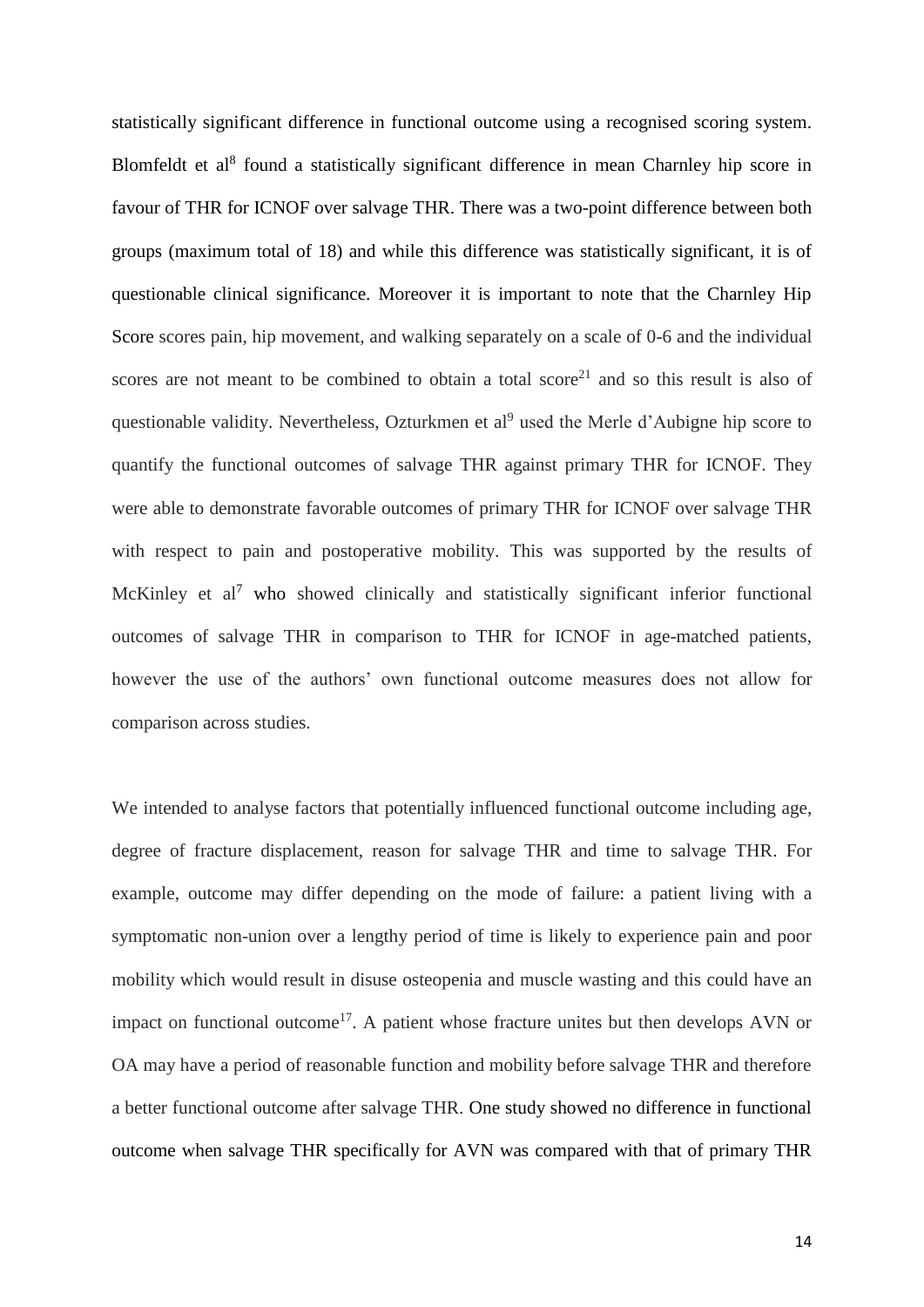statistically significant difference in functional outcome using a recognised scoring system. Blomfeldt et al[8] found a statistically significant difference in mean Charnley hip score in favour of THR for ICNOF over salvage THR. There was a two-point difference between both groups (maximum total of 18) and while this difference was statistically significant, it is of questionable clinical significance. Moreover it is important to note that the Charnley Hip Score scores pain, hip movement, and walking separately on a scale of 0-6 and the individual scores are not meant to be combined to obtain a total score[21] and so this result is also of questionable validity. Nevertheless, Ozturkmen et al[9] used the Merle d'Aubigne hip score to quantify the functional outcomes of salvage THR against primary THR for ICNOF. They were able to demonstrate favorable outcomes of primary THR for ICNOF over salvage THR with respect to pain and postoperative mobility. This was supported by the results of McKinley et al[7] who showed clinically and statistically significant inferior functional outcomes of salvage THR in comparison to THR for ICNOF in age-matched patients, however the use of the authors' own functional outcome measures does not allow for comparison across studies.

We intended to analyse factors that potentially influenced functional outcome including age, degree of fracture displacement, reason for salvage THR and time to salvage THR. For example, outcome may differ depending on the mode of failure: a patient living with a symptomatic non-union over a lengthy period of time is likely to experience pain and poor mobility which would result in disuse osteopenia and muscle wasting and this could have an impact on functional outcome[17]. A patient whose fracture unites but then develops AVN or OA may have a period of reasonable function and mobility before salvage THR and therefore a better functional outcome after salvage THR. One study showed no difference in functional outcome when salvage THR specifically for AVN was compared with that of primary THR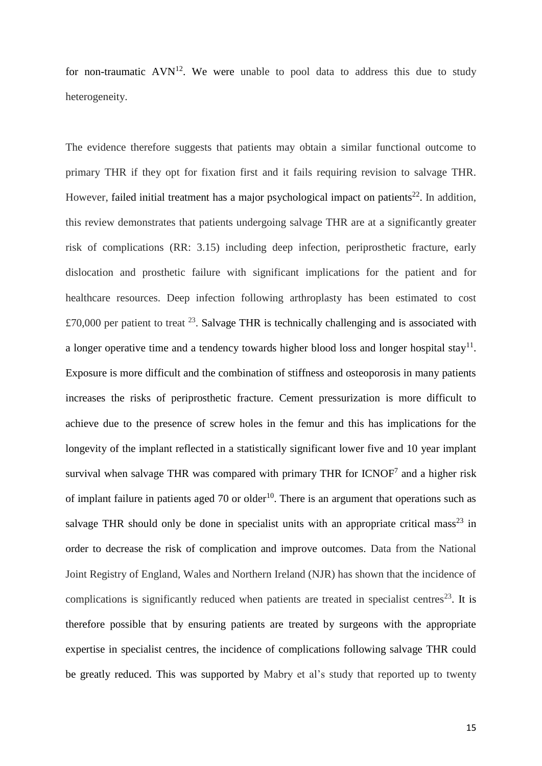for non-traumatic AVN[12]. We were unable to pool data to address this due to study heterogeneity.

The evidence therefore suggests that patients may obtain a similar functional outcome to primary THR if they opt for fixation first and it fails requiring revision to salvage THR. However, failed initial treatment has a major psychological impact on patients[22]. In addition, this review demonstrates that patients undergoing salvage THR are at a significantly greater risk of complications (RR: 3.15) including deep infection, periprosthetic fracture, early dislocation and prosthetic failure with significant implications for the patient and for healthcare resources. Deep infection following arthroplasty has been estimated to cost £70,000 per patient to treat [23]. Salvage THR is technically challenging and is associated with a longer operative time and a tendency towards higher blood loss and longer hospital stay[11]. Exposure is more difficult and the combination of stiffness and osteoporosis in many patients increases the risks of periprosthetic fracture. Cement pressurization is more difficult to achieve due to the presence of screw holes in the femur and this has implications for the longevity of the implant reflected in a statistically significant lower five and 10 year implant survival when salvage THR was compared with primary THR for ICNOF[7] and a higher risk of implant failure in patients aged 70 or older[10]. There is an argument that operations such as salvage THR should only be done in specialist units with an appropriate critical mass[23] in order to decrease the risk of complication and improve outcomes. Data from the National Joint Registry of England, Wales and Northern Ireland (NJR) has shown that the incidence of complications is significantly reduced when patients are treated in specialist centres[23]. It is therefore possible that by ensuring patients are treated by surgeons with the appropriate expertise in specialist centres, the incidence of complications following salvage THR could be greatly reduced. This was supported by Mabry et al's study that reported up to twenty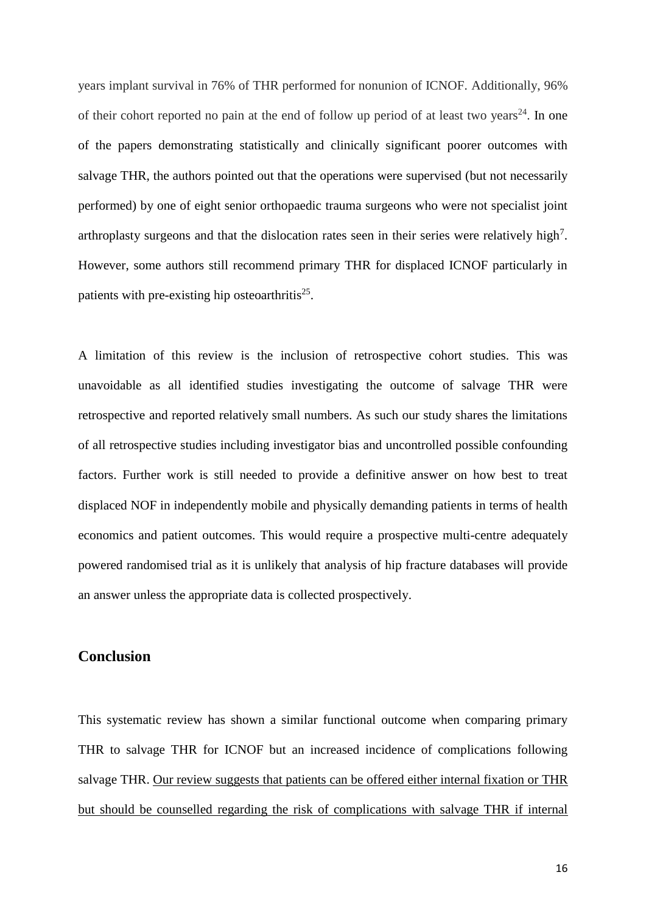years implant survival in 76% of THR performed for nonunion of ICNOF. Additionally, 96% of their cohort reported no pain at the end of follow up period of at least two years[24]. In one of the papers demonstrating statistically and clinically significant poorer outcomes with salvage THR, the authors pointed out that the operations were supervised (but not necessarily performed) by one of eight senior orthopaedic trauma surgeons who were not specialist joint arthroplasty surgeons and that the dislocation rates seen in their series were relatively high[7]. However, some authors still recommend primary THR for displaced ICNOF particularly in patients with pre-existing hip osteoarthritis[25].

A limitation of this review is the inclusion of retrospective cohort studies. This was unavoidable as all identified studies investigating the outcome of salvage THR were retrospective and reported relatively small numbers. As such our study shares the limitations of all retrospective studies including investigator bias and uncontrolled possible confounding factors. Further work is still needed to provide a definitive answer on how best to treat displaced NOF in independently mobile and physically demanding patients in terms of health economics and patient outcomes. This would require a prospective multi-centre adequately powered randomised trial as it is unlikely that analysis of hip fracture databases will provide an answer unless the appropriate data is collected prospectively.

## Conclusion

This systematic review has shown a similar functional outcome when comparing primary THR to salvage THR for ICNOF but an increased incidence of complications following salvage THR. <u>Our review suggests that patients can be offered either internal fixation or THR but should be counselled regarding the risk of complications with salvage THR if internal</u>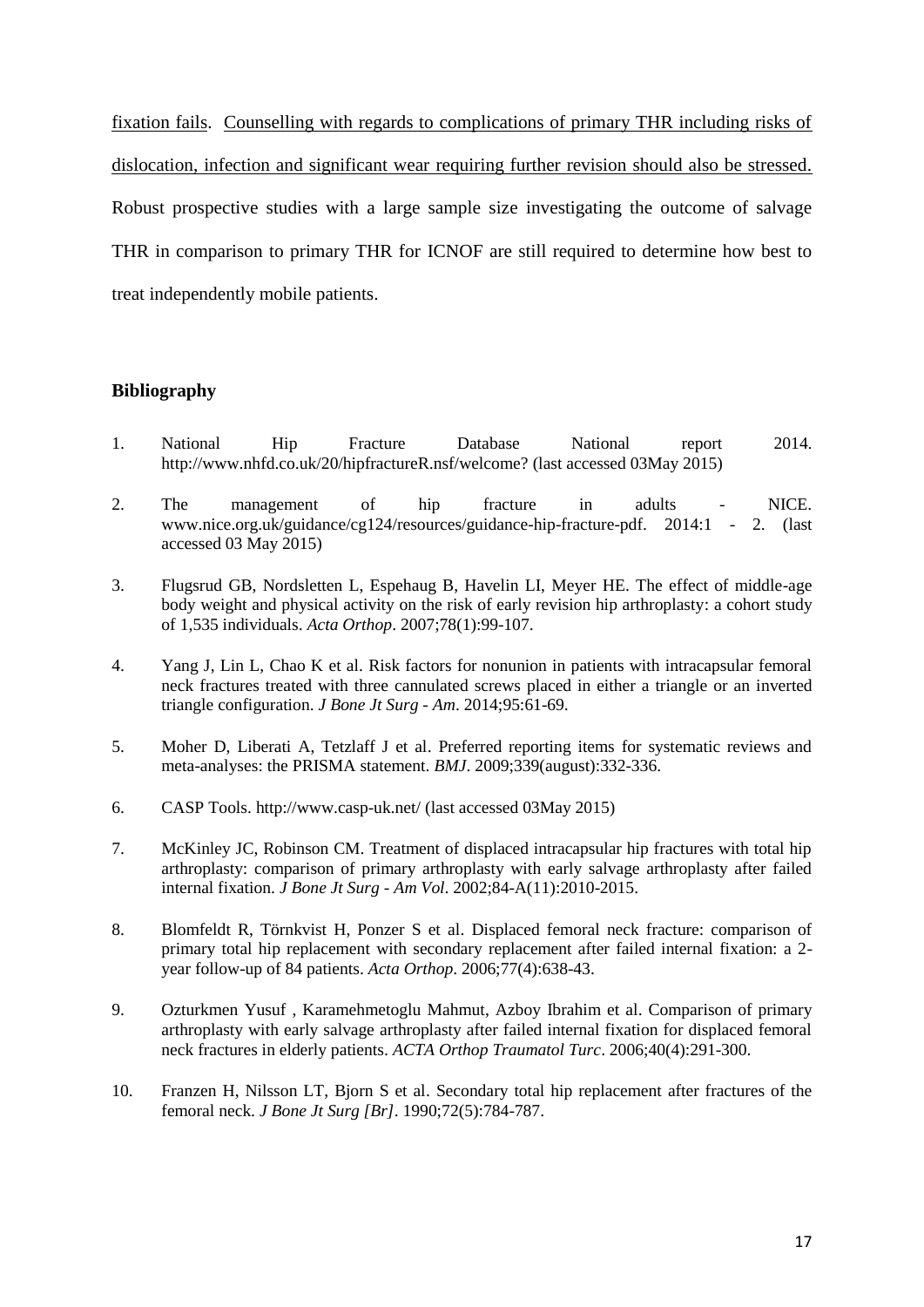fixation fails. Counselling with regards to complications of primary THR including risks of dislocation, infection and significant wear requiring further revision should also be stressed. Robust prospective studies with a large sample size investigating the outcome of salvage THR in comparison to primary THR for ICNOF are still required to determine how best to treat independently mobile patients.

## Bibliography

1. National Hip Fracture Database National report 2014. http://www.nhfd.co.uk/20/hipfractureR.nsf/welcome? (last accessed 03May 2015)

2. The management of hip fracture in adults - NICE. www.nice.org.uk/guidance/cg124/resources/guidance-hip-fracture-pdf. 2014:1 - 2. (last accessed 03 May 2015)

3. Flugsrud GB, Nordsletten L, Espehaug B, Havelin LI, Meyer HE. The effect of middle-age body weight and physical activity on the risk of early revision hip arthroplasty: a cohort study of 1,535 individuals. *Acta Orthop*. 2007;78(1):99-107.

4. Yang J, Lin L, Chao K et al. Risk factors for nonunion in patients with intracapsular femoral neck fractures treated with three cannulated screws placed in either a triangle or an inverted triangle configuration. *J Bone Jt Surg - Am*. 2014;95:61-69.

5. Moher D, Liberati A, Tetzlaff J et al. Preferred reporting items for systematic reviews and meta-analyses: the PRISMA statement. *BMJ*. 2009;339(august):332-336.

6. CASP Tools. http://www.casp-uk.net/ (last accessed 03May 2015)

7. McKinley JC, Robinson CM. Treatment of displaced intracapsular hip fractures with total hip arthroplasty: comparison of primary arthroplasty with early salvage arthroplasty after failed internal fixation. *J Bone Jt Surg - Am Vol*. 2002;84-A(11):2010-2015.

8. Blomfeldt R, Törnkvist H, Ponzer S et al. Displaced femoral neck fracture: comparison of primary total hip replacement with secondary replacement after failed internal fixation: a 2-year follow-up of 84 patients. *Acta Orthop*. 2006;77(4):638-43.

9. Ozturkmen Yusuf , Karamehmetoglu Mahmut, Azboy Ibrahim et al. Comparison of primary arthroplasty with early salvage arthroplasty after failed internal fixation for displaced femoral neck fractures in elderly patients. *ACTA Orthop Traumatol Turc*. 2006;40(4):291-300.

10. Franzen H, Nilsson LT, Bjorn S et al. Secondary total hip replacement after fractures of the femoral neck. *J Bone Jt Surg [Br]*. 1990;72(5):784-787.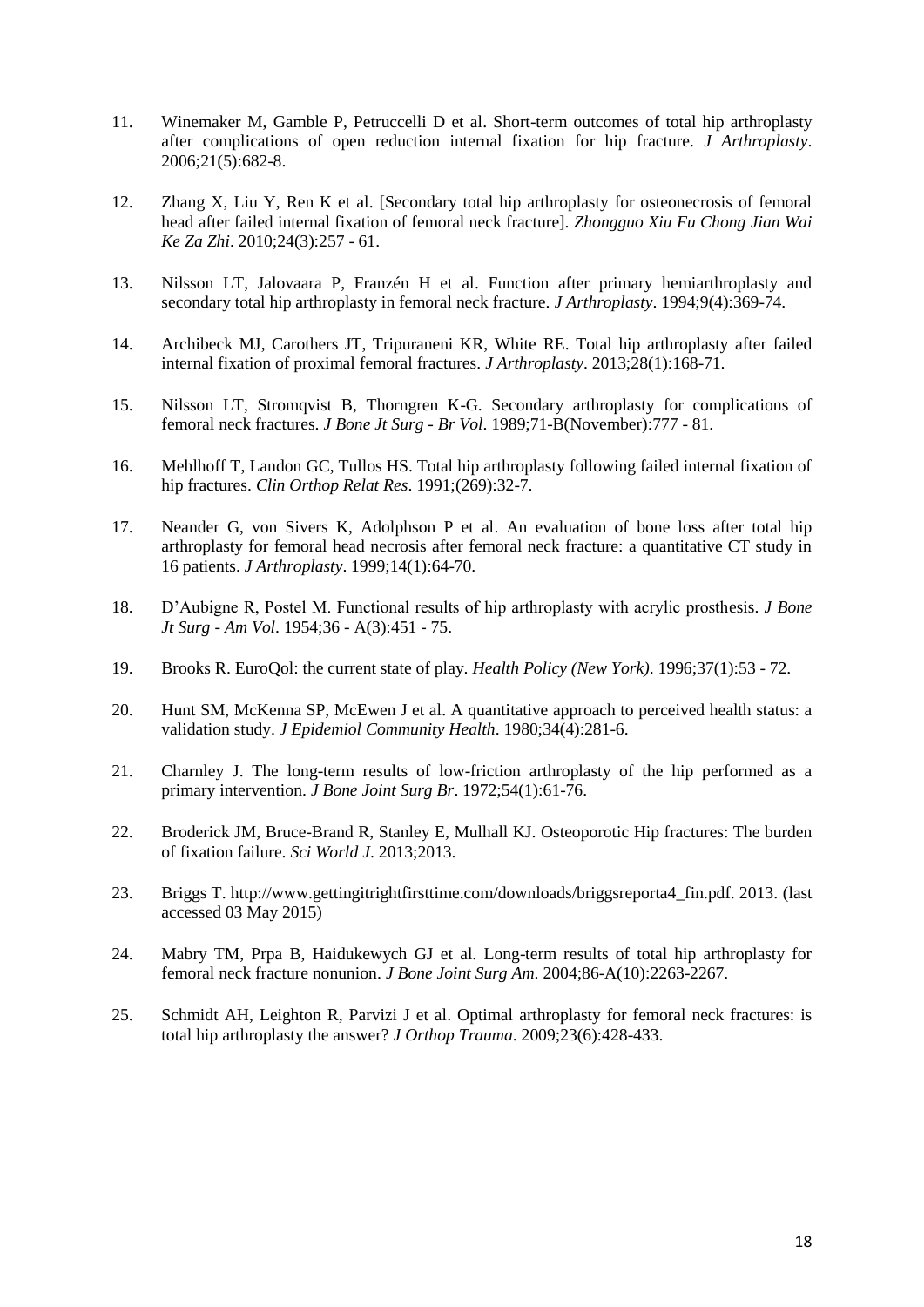11. Winemaker M, Gamble P, Petruccelli D et al. Short-term outcomes of total hip arthroplasty after complications of open reduction internal fixation for hip fracture. *J Arthroplasty*. 2006;21(5):682-8.

12. Zhang X, Liu Y, Ren K et al. [Secondary total hip arthroplasty for osteonecrosis of femoral head after failed internal fixation of femoral neck fracture]. *Zhongguo Xiu Fu Chong Jian Wai Ke Za Zhi*. 2010;24(3):257 - 61.

13. Nilsson LT, Jalovaara P, Franzén H et al. Function after primary hemiarthroplasty and secondary total hip arthroplasty in femoral neck fracture. *J Arthroplasty*. 1994;9(4):369-74.

14. Archibeck MJ, Carothers JT, Tripuraneni KR, White RE. Total hip arthroplasty after failed internal fixation of proximal femoral fractures. *J Arthroplasty*. 2013;28(1):168-71.

15. Nilsson LT, Stromqvist B, Thorngren K-G. Secondary arthroplasty for complications of femoral neck fractures. *J Bone Jt Surg - Br Vol*. 1989;71-B(November):777 - 81.

16. Mehlhoff T, Landon GC, Tullos HS. Total hip arthroplasty following failed internal fixation of hip fractures. *Clin Orthop Relat Res*. 1991;(269):32-7.

17. Neander G, von Sivers K, Adolphson P et al. An evaluation of bone loss after total hip arthroplasty for femoral head necrosis after femoral neck fracture: a quantitative CT study in 16 patients. *J Arthroplasty*. 1999;14(1):64-70.

18. D'Aubigne R, Postel M. Functional results of hip arthroplasty with acrylic prosthesis. *J Bone Jt Surg - Am Vol*. 1954;36 - A(3):451 - 75.

19. Brooks R. EuroQol: the current state of play. *Health Policy (New York)*. 1996;37(1):53 - 72.

20. Hunt SM, McKenna SP, McEwen J et al. A quantitative approach to perceived health status: a validation study. *J Epidemiol Community Health*. 1980;34(4):281-6.

21. Charnley J. The long-term results of low-friction arthroplasty of the hip performed as a primary intervention. *J Bone Joint Surg Br*. 1972;54(1):61-76.

22. Broderick JM, Bruce-Brand R, Stanley E, Mulhall KJ. Osteoporotic Hip fractures: The burden of fixation failure. *Sci World J*. 2013;2013.

23. Briggs T. http://www.gettingitrightfirsttime.com/downloads/briggsreporta4_fin.pdf. 2013. (last accessed 03 May 2015)

24. Mabry TM, Prpa B, Haidukewych GJ et al. Long-term results of total hip arthroplasty for femoral neck fracture nonunion. *J Bone Joint Surg Am*. 2004;86-A(10):2263-2267.

25. Schmidt AH, Leighton R, Parvizi J et al. Optimal arthroplasty for femoral neck fractures: is total hip arthroplasty the answer? *J Orthop Trauma*. 2009;23(6):428-433.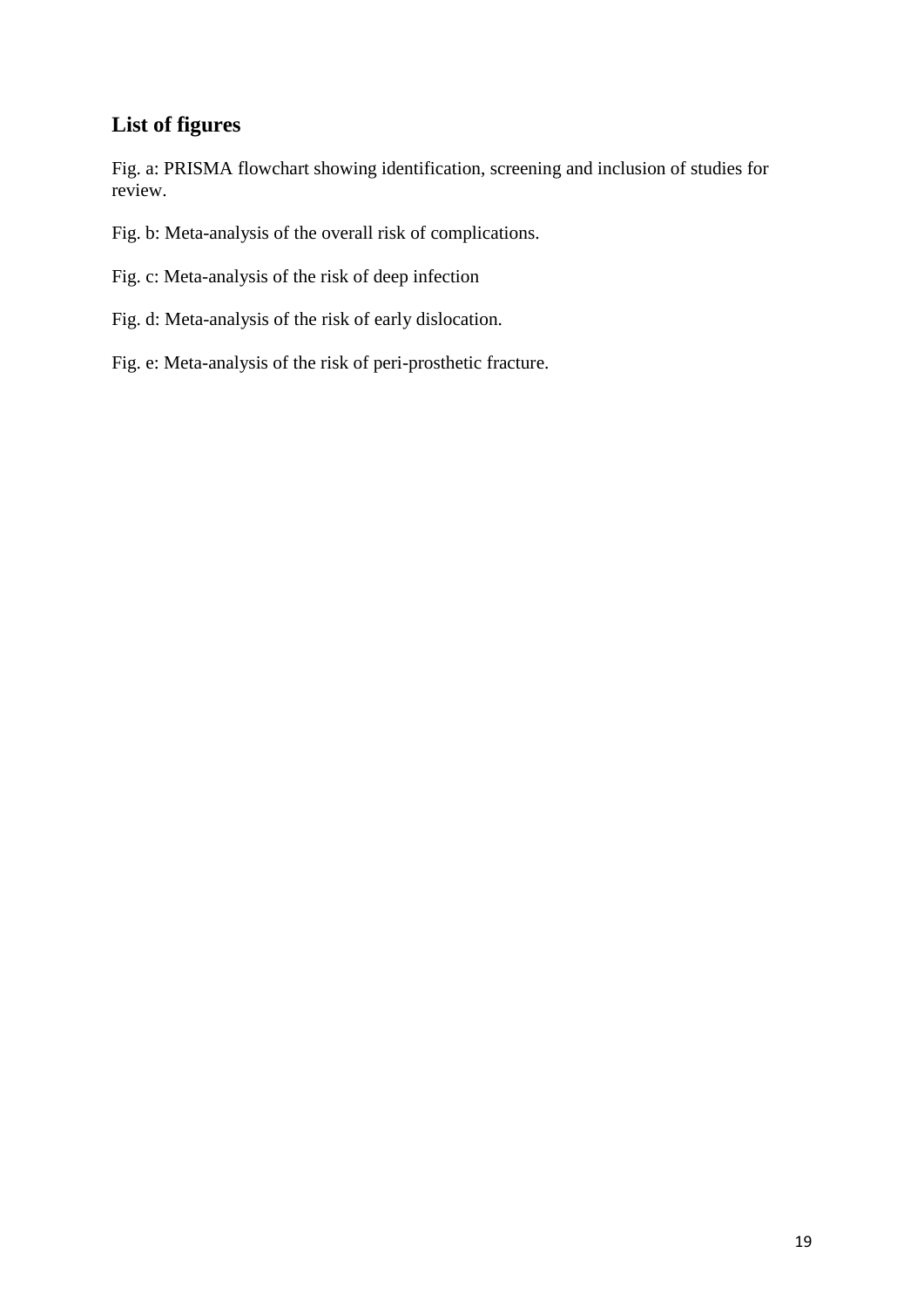## List of figures

Fig. a: PRISMA flowchart showing identification, screening and inclusion of studies for review.

Fig. b: Meta-analysis of the overall risk of complications.

Fig. c: Meta-analysis of the risk of deep infection

Fig. d: Meta-analysis of the risk of early dislocation.

Fig. e: Meta-analysis of the risk of peri-prosthetic fracture.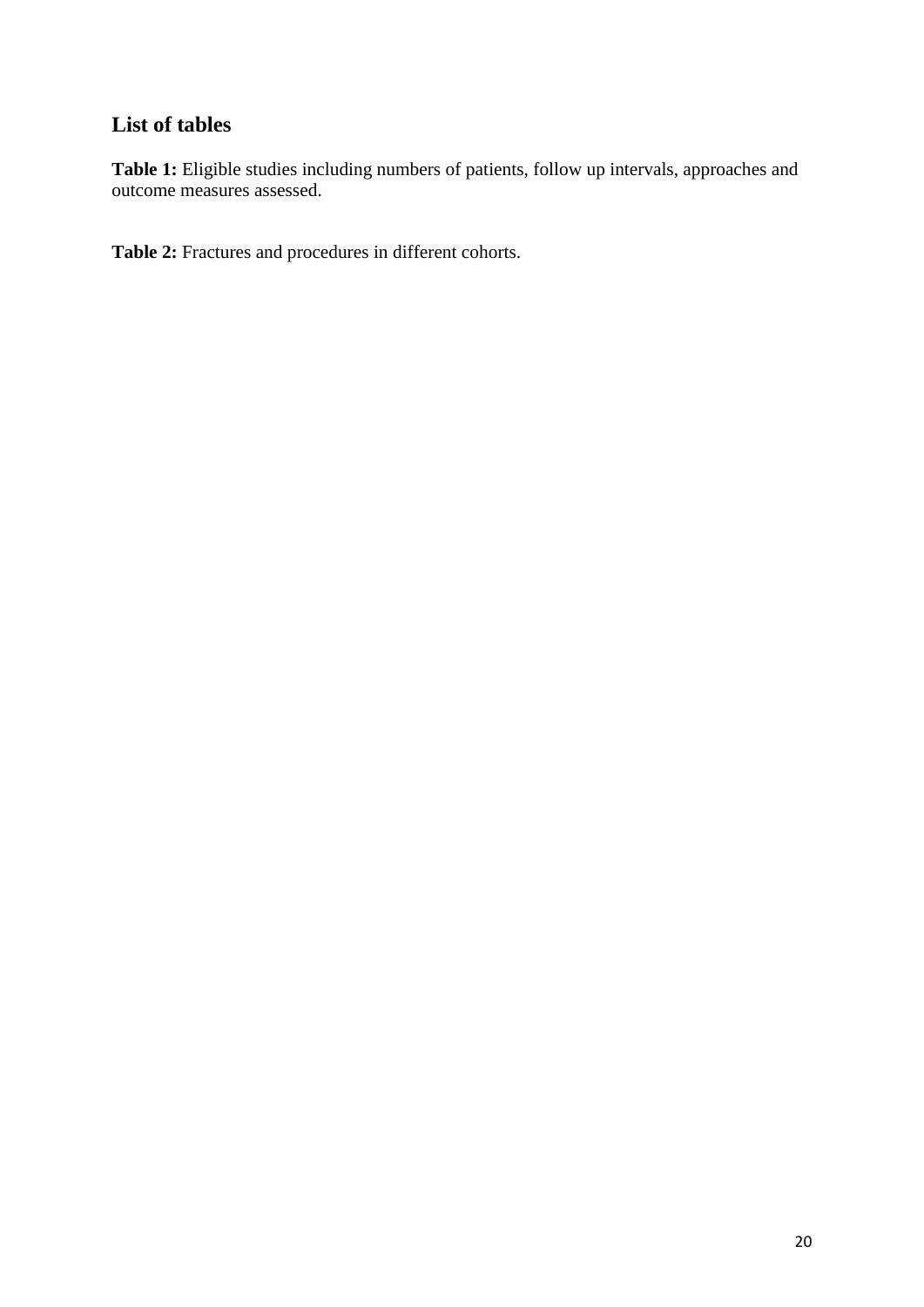## List of tables

**Table 1:** Eligible studies including numbers of patients, follow up intervals, approaches and outcome measures assessed.

**Table 2:** Fractures and procedures in different cohorts.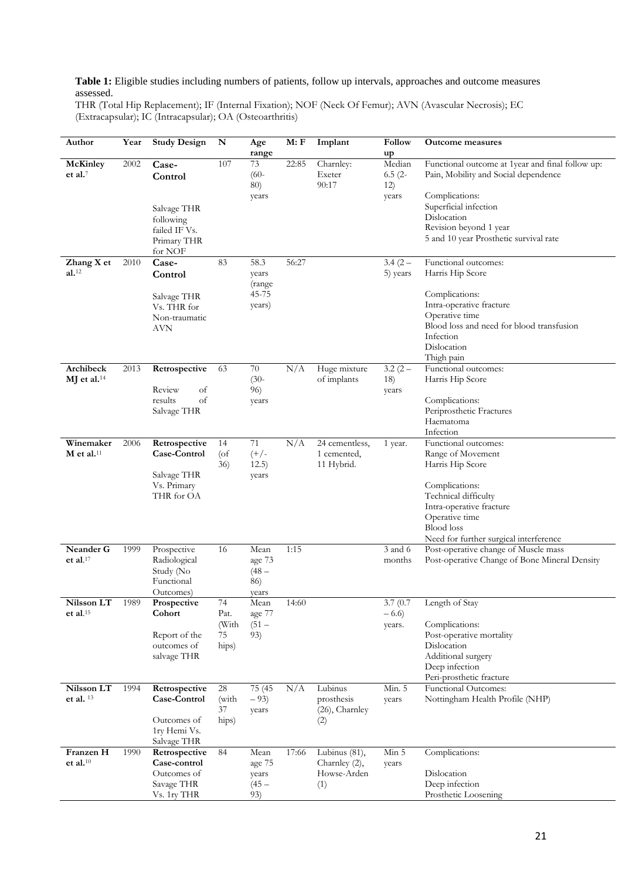**Table 1:** Eligible studies including numbers of patients, follow up intervals, approaches and outcome measures assessed.
THR (Total Hip Replacement); IF (Internal Fixation); NOF (Neck Of Femur); AVN (Avascular Necrosis); EC (Extracapsular); IC (Intracapsular); OA (Osteoarthritis)

| Author | Year | Study Design | N | Age range | M: F | Implant | Follow up | Outcome measures |
|---|---|---|---|---|---|---|---|---|
| **McKinley et al.**[7] | 2002 | **Case-Control**<br><br>Salvage THR following failed IF Vs. Primary THR for NOF | 107 | 73 (60-80) years | 22:85 | Charnley: Exeter 90:17 | Median 6.5 (2-12) years | Functional outcome at 1year and final follow up: Pain, Mobility and Social dependence<br><br>Complications:<br>Superficial infection<br>Dislocation<br>Revision beyond 1 year<br>5 and 10 year Prosthetic survival rate |
| **Zhang X et al.**[12] | 2010 | **Case-Control**<br><br>Salvage THR Vs. THR for Non-traumatic AVN | 83 | 58.3 years (range 45-75 years) | 56:27 | | 3.4 (2 – 5) years | Functional outcomes:<br>Harris Hip Score<br><br>Complications:<br>Intra-operative fracture<br>Operative time<br>Blood loss and need for blood transfusion<br>Infection<br>Dislocation<br>Thigh pain |
| **Archibeck MJ et al.**[14] | 2013 | **Retrospective**<br><br>Review of results of Salvage THR | 63 | 70 (30-96) years | N/A | Huge mixture of implants | 3.2 (2 – 18) years | Functional outcomes:<br>Harris Hip Score<br><br>Complications:<br>Periprosthetic Fractures<br>Haematoma<br>Infection |
| **Winemaker M et al.**[11] | 2006 | **Retrospective Case-Control**<br><br>Salvage THR Vs. Primary THR for OA | 14 (of 36) | 71 (+/- 12.5) years | N/A | 24 cementless, 1 cemented, 11 Hybrid. | 1 year. | Functional outcomes:<br>Range of Movement<br>Harris Hip Score<br><br>Complications:<br>Technical difficulty<br>Intra-operative fracture<br>Operative time<br>Blood loss<br>Need for further surgical interference |
| **Neander G et al.**[17] | 1999 | Prospective Radiological Study (No Functional Outcomes) | 16 | Mean age 73 (48 – 86) years | 1:15 | | 3 and 6 months | Post-operative change of Muscle mass<br>Post-operative Change of Bone Mineral Density |
| **Nilsson LT et al.**[15] | 1989 | **Prospective Cohort**<br><br>Report of the outcomes of salvage THR | 74 Pat. (With 75 hips) | Mean age 77 (51 – 93) | 14:60 | | 3.7 (0.7 – 6.6) years. | Length of Stay<br><br>Complications:<br>Post-operative mortality<br>Dislocation<br>Additional surgery<br>Deep infection<br>Peri-prosthetic fracture |
| **Nilsson LT et al.** [13] | 1994 | **Retrospective Case-Control**<br><br>Outcomes of 1ry Hemi Vs. Salvage THR | 28 (with 37 hips) | 75 (45 – 93) years | N/A | Lubinus prosthesis (26), Charnley (2) | Min. 5 years | Functional Outcomes:<br>Nottingham Health Profile (NHP) |
| **Franzen H et al.**[10] | 1990 | **Retrospective Case-control**<br>Outcomes of Savage THR Vs. 1ry THR | 84 | Mean age 75 years (45 – 93) | 17:66 | Lubinus (81), Charnley (2), Howse-Arden (1) | Min 5 years | Complications:<br><br>Dislocation<br>Deep infection<br>Prosthetic Loosening |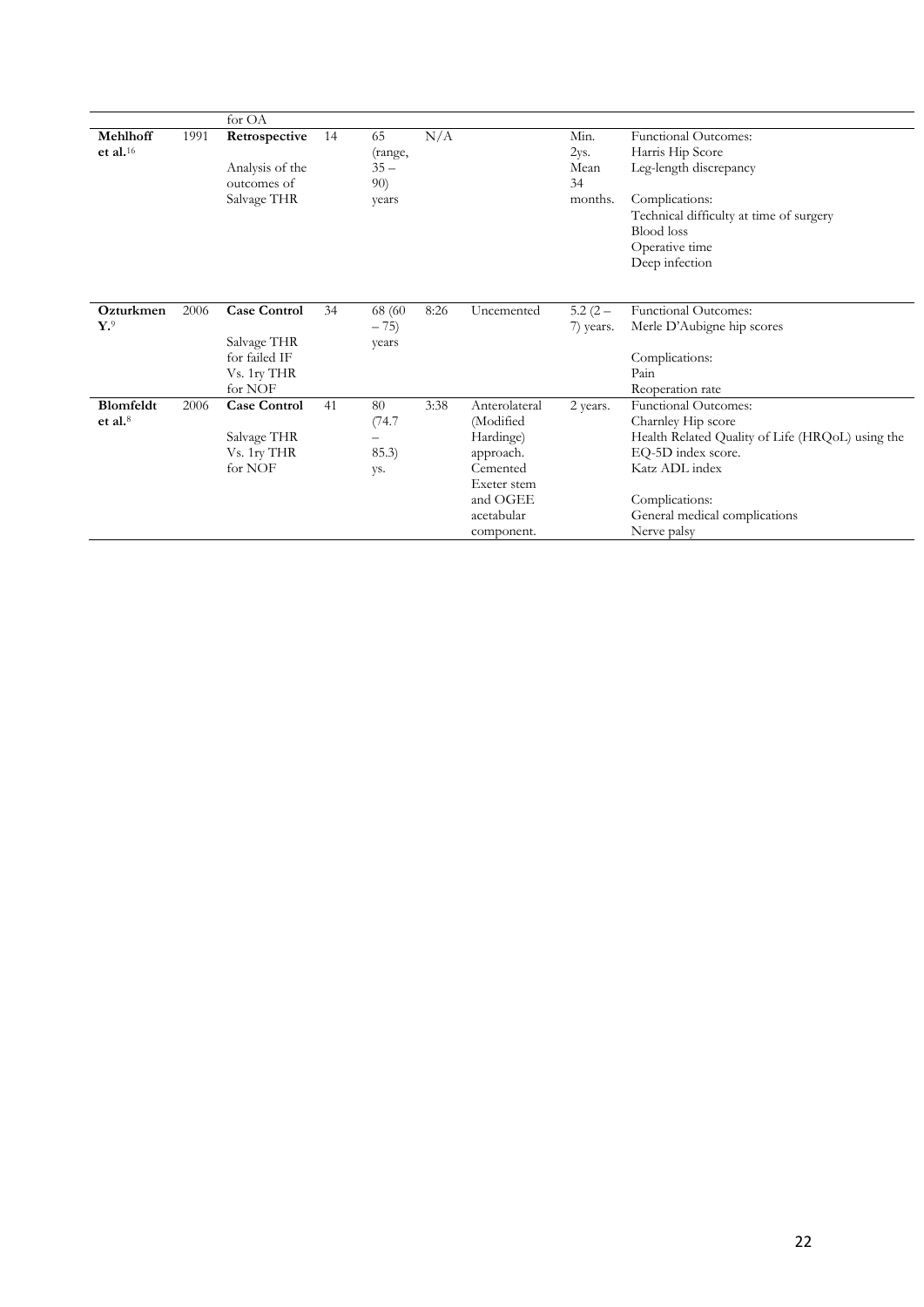| | | for OA | | | | | | |
|---|---|---|---|---|---|---|---|---|
| **Mehlhoff et al.**[16] | 1991 | **Retrospective** <br><br> Analysis of the outcomes of Salvage THR | 14 | 65 (range, 35 – 90) years | N/A | | Min. 2ys. Mean 34 months. | Functional Outcomes: <br> Harris Hip Score <br> Leg-length discrepancy <br><br> Complications: <br> Technical difficulty at time of surgery <br> Blood loss <br> Operative time <br> Deep infection |
| **Ozturkmen Y.**[9] | 2006 | **Case Control** <br><br> Salvage THR for failed IF Vs. 1ry THR for NOF | 34 | 68 (60 – 75) years | 8:26 | Uncemented | 5.2 (2 – 7) years. | Functional Outcomes: <br> Merle D'Aubigne hip scores <br><br> Complications: <br> Pain <br> Reoperation rate |
| **Blomfeldt et al.**[8] | 2006 | **Case Control** <br><br> Salvage THR Vs. 1ry THR for NOF | 41 | 80 (74.7 – 85.3) ys. | 3:38 | Anterolateral (Modified Hardinge) approach. Cemented Exeter stem and OGEE acetabular component. | 2 years. | Functional Outcomes: <br> Charnley Hip score <br> Health Related Quality of Life (HRQoL) using the EQ-5D index score. <br> Katz ADL index <br><br> Complications: <br> General medical complications <br> Nerve palsy |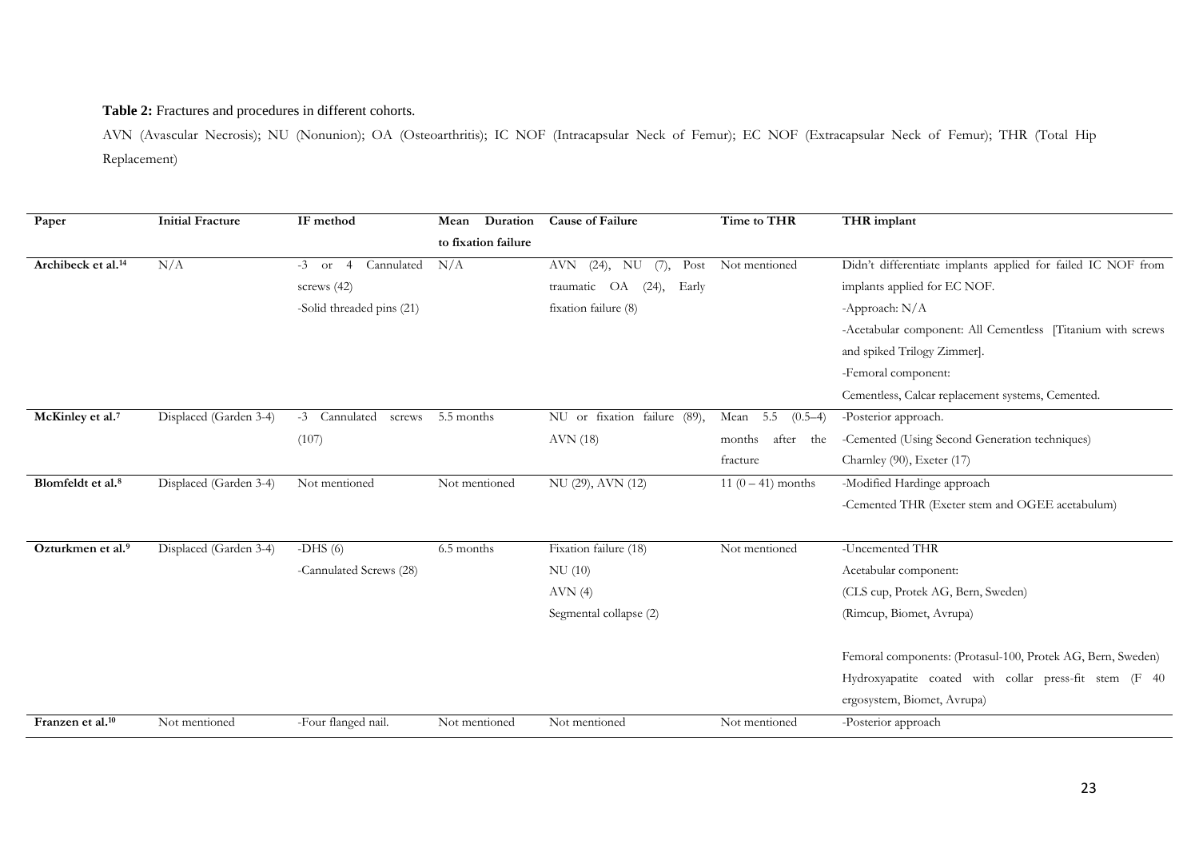**Table 2:** Fractures and procedures in different cohorts.

AVN (Avascular Necrosis); NU (Nonunion); OA (Osteoarthritis); IC NOF (Intracapsular Neck of Femur); EC NOF (Extracapsular Neck of Femur); THR (Total Hip Replacement)

| Paper | Initial Fracture | IF method | Mean Duration to fixation failure | Cause of Failure | Time to THR | THR implant |
|---|---|---|---|---|---|---|
| **Archibeck et al.[14]** | N/A | -3 or 4 Cannulated screws (42)<br>-Solid threaded pins (21) | N/A | AVN (24), NU (7), Post traumatic OA (24), Early fixation failure (8) | Not mentioned | Didn't differentiate implants applied for failed IC NOF from implants applied for EC NOF.<br>-Approach: N/A<br>-Acetabular component: All Cementless [Titanium with screws and spiked Trilogy Zimmer].<br>-Femoral component:<br>Cementless, Calcar replacement systems, Cemented. |
| **McKinley et al.[7]** | Displaced (Garden 3-4) | -3 Cannulated screws (107) | 5.5 months | NU or fixation failure (89), AVN (18) | Mean 5.5 (0.5–4) months after the fracture | -Posterior approach.<br>-Cemented (Using Second Generation techniques)<br>Charnley (90), Exeter (17) |
| **Blomfeldt et al.[8]** | Displaced (Garden 3-4) | Not mentioned | Not mentioned | NU (29), AVN (12) | 11 (0 – 41) months | -Modified Hardinge approach<br>-Cemented THR (Exeter stem and OGEE acetabulum) |
| **Ozturkmen et al.[9]** | Displaced (Garden 3-4) | -DHS (6)<br>-Cannulated Screws (28) | 6.5 months | Fixation failure (18)<br>NU (10)<br>AVN (4)<br>Segmental collapse (2) | Not mentioned | -Uncemented THR<br>Acetabular component:<br>(CLS cup, Protek AG, Bern, Sweden)<br>(Rimcup, Biomet, Avrupa)<br><br>Femoral components: (Protasul-100, Protek AG, Bern, Sweden)<br>Hydroxyapatite coated with collar press-fit stem (F 40 ergosystem, Biomet, Avrupa) |
| **Franzen et al.[10]** | Not mentioned | -Four flanged nail. | Not mentioned | Not mentioned | Not mentioned | -Posterior approach |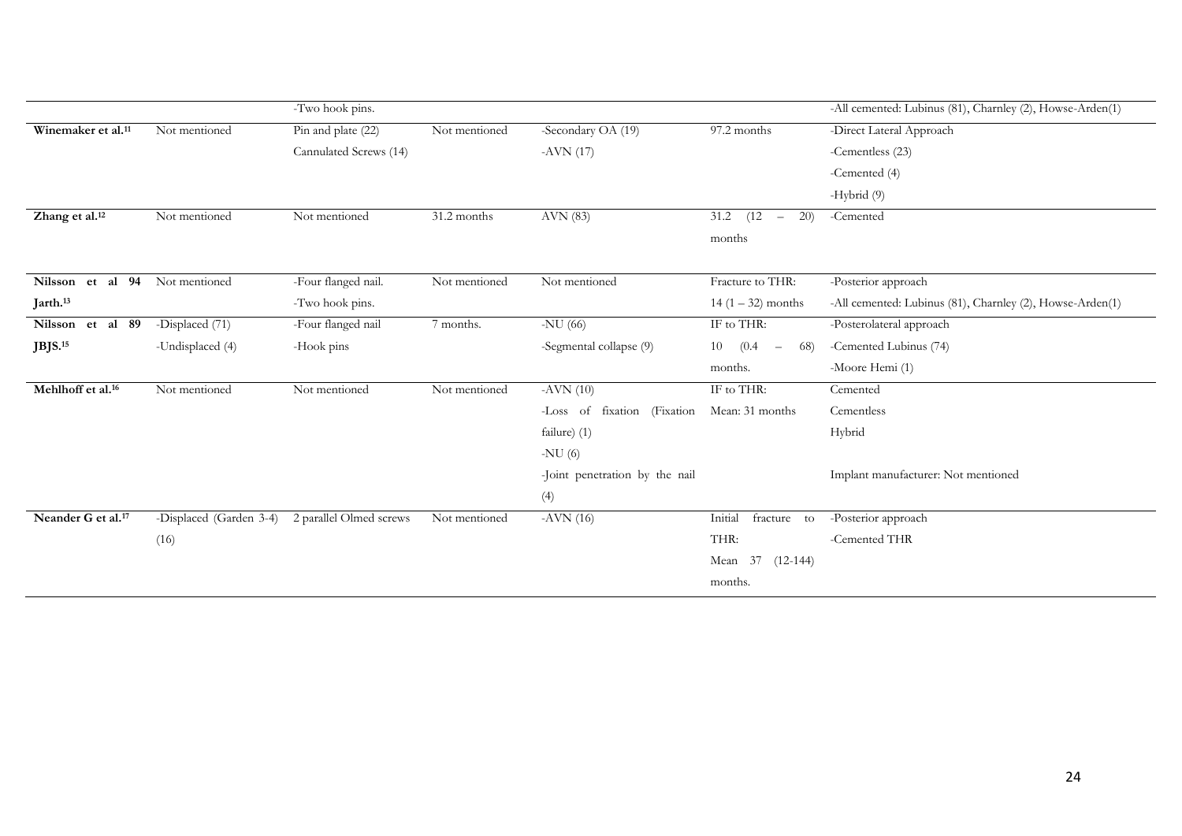| | | | | | | |
|---|---|---|---|---|---|---|
| | | -Two hook pins. | | | | -All cemented: Lubinus (81), Charnley (2), Howse-Arden(1) |
| **Winemaker et al.[11]** | Not mentioned | Pin and plate (22)<br>Cannulated Screws (14) | Not mentioned | -Secondary OA (19)<br>-AVN (17) | 97.2 months | -Direct Lateral Approach<br>-Cementless (23)<br>-Cemented (4)<br>-Hybrid (9) |
| **Zhang et al.[12]** | Not mentioned | Not mentioned | 31.2 months | AVN (83) | 31.2 (12 – 20) months | -Cemented |
| **Nilsson et al 94 Jarth.[13]** | Not mentioned | -Four flanged nail.<br>-Two hook pins. | Not mentioned | Not mentioned | Fracture to THR:<br>14 (1 – 32) months | -Posterior approach<br>-All cemented: Lubinus (81), Charnley (2), Howse-Arden(1) |
| **Nilsson et al 89 JBJS.[15]** | -Displaced (71)<br>-Undisplaced (4) | -Four flanged nail<br>-Hook pins | 7 months. | -NU (66)<br>-Segmental collapse (9) | IF to THR:<br>10 (0.4 – 68) months. | -Posterolateral approach<br>-Cemented Lubinus (74)<br>-Moore Hemi (1) |
| **Mehlhoff et al.[16]** | Not mentioned | Not mentioned | Not mentioned | -AVN (10)<br>-Loss of fixation (Fixation failure) (1)<br>-NU (6)<br>-Joint penetration by the nail (4) | IF to THR:<br>Mean: 31 months | Cemented<br>Cementless<br>Hybrid<br><br>Implant manufacturer: Not mentioned |
| **Neander G et al.[17]** | -Displaced (Garden 3-4) (16) | 2 parallel Olmed screws | Not mentioned | -AVN (16) | Initial fracture to THR:<br>Mean 37 (12-144) months. | -Posterior approach<br>-Cemented THR |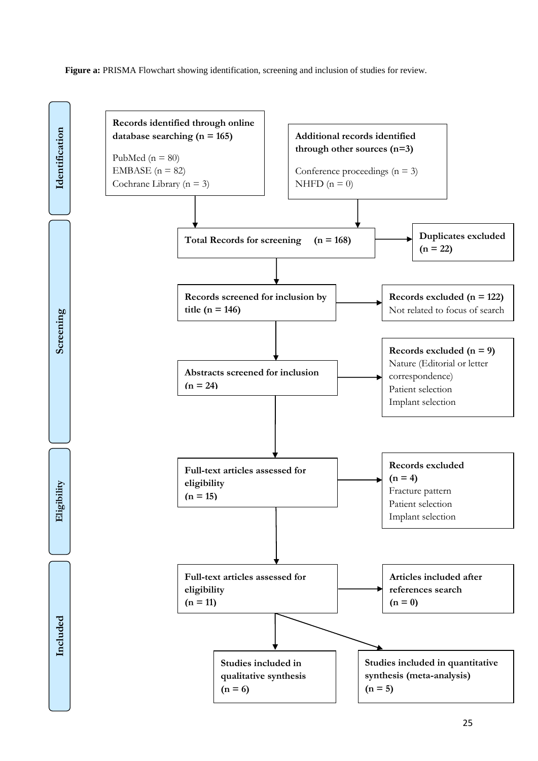**Figure a:** PRISMA Flowchart showing identification, screening and inclusion of studies for review.

**Identification**

**Records identified through online database searching (n = 165)**

PubMed (n = 80)
EMBASE (n = 82)
Cochrane Library (n = 3)

**Additional records identified through other sources (n=3)**

Conference proceedings (n = 3)
NHFD (n = 0)

**Screening**

**Total Records for screening (n = 168)**

**Duplicates excluded (n = 22)**

**Records screened for inclusion by title (n = 146)**

**Records excluded (n = 122)**
Not related to focus of search

**Abstracts screened for inclusion (n = 24)**

**Records excluded (n = 9)**
Nature (Editorial or letter correspondence)
Patient selection
Implant selection

**Eligibility**

**Full-text articles assessed for eligibility (n = 15)**

**Records excluded (n = 4)**
Fracture pattern
Patient selection
Implant selection

**Included**

**Full-text articles assessed for eligibility (n = 11)**

**Articles included after references search (n = 0)**

**Studies included in qualitative synthesis (n = 6)**

**Studies included in quantitative synthesis (meta-analysis) (n = 5)**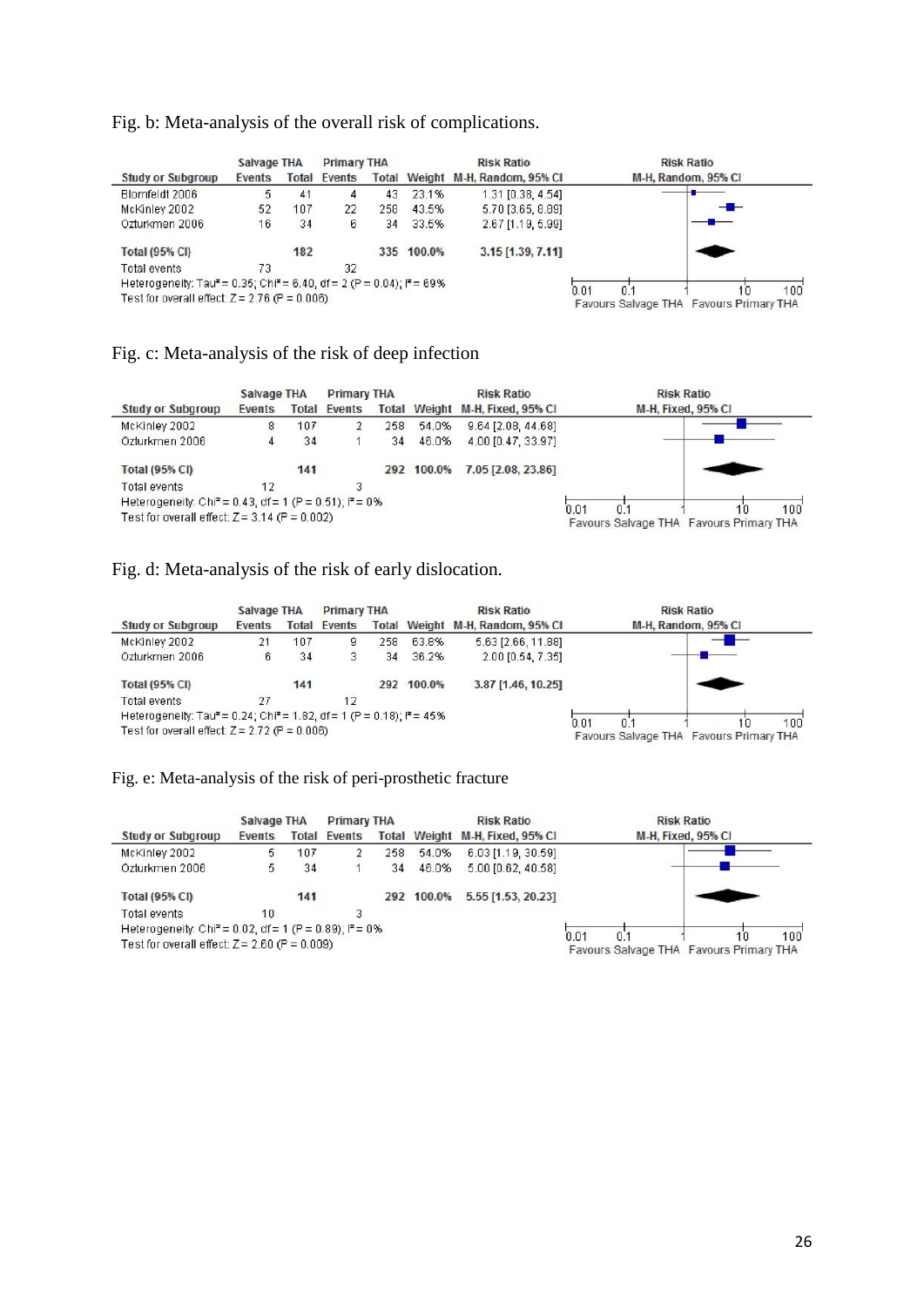Fig. b: Meta-analysis of the overall risk of complications.

| Study or Subgroup | Salvage THA Events | Salvage THA Total | Primary THA Events | Primary THA Total | Weight | Risk Ratio M-H, Random, 95% CI |
|---|---|---|---|---|---|---|
| Blomfeldt 2006 | 5 | 41 | 4 | 43 | 23.1% | 1.31 [0.38, 4.54] |
| McKinley 2002 | 52 | 107 | 22 | 258 | 43.5% | 5.70 [3.65, 8.89] |
| Ozturkmen 2006 | 16 | 34 | 6 | 34 | 33.5% | 2.67 [1.19, 5.99] |
| **Total (95% CI)** | | **182** | | **335** | **100.0%** | **3.15 [1.39, 7.11]** |
| Total events | 73 | | 32 | | | |

Heterogeneity: $Tau^2 = 0.35$; $Chi^2 = 6.40$, df = 2 (P = 0.04); $I^2 = 69\%$
Test for overall effect: Z = 2.76 (P = 0.006)

Risk Ratio M-H, Random, 95% CI
0.01 0.1 1 10 100
Favours Salvage THA Favours Primary THA

Fig. c: Meta-analysis of the risk of deep infection

| Study or Subgroup | Salvage THA Events | Salvage THA Total | Primary THA Events | Primary THA Total | Weight | Risk Ratio M-H, Fixed, 95% CI |
|---|---|---|---|---|---|---|
| McKinley 2002 | 8 | 107 | 2 | 258 | 54.0% | 9.64 [2.08, 44.68] |
| Ozturkmen 2006 | 4 | 34 | 1 | 34 | 46.0% | 4.00 [0.47, 33.97] |
| **Total (95% CI)** | | **141** | | **292** | **100.0%** | **7.05 [2.08, 23.86]** |
| Total events | 12 | | 3 | | | |

Heterogeneity: $Chi^2 = 0.43$, df = 1 (P = 0.51); $I^2 = 0\%$
Test for overall effect: Z = 3.14 (P = 0.002)

Risk Ratio M-H, Fixed, 95% CI
0.01 0.1 1 10 100
Favours Salvage THA Favours Primary THA

Fig. d: Meta-analysis of the risk of early dislocation.

| Study or Subgroup | Salvage THA Events | Salvage THA Total | Primary THA Events | Primary THA Total | Weight | Risk Ratio M-H, Random, 95% CI |
|---|---|---|---|---|---|---|
| McKinley 2002 | 21 | 107 | 9 | 258 | 63.8% | 5.63 [2.66, 11.88] |
| Ozturkmen 2006 | 6 | 34 | 3 | 34 | 36.2% | 2.00 [0.54, 7.35] |
| **Total (95% CI)** | | **141** | | **292** | **100.0%** | **3.87 [1.46, 10.25]** |
| Total events | 27 | | 12 | | | |

Heterogeneity: $Tau^2 = 0.24$; $Chi^2 = 1.82$, df = 1 (P = 0.18); $I^2 = 45\%$
Test for overall effect: Z = 2.72 (P = 0.006)

Risk Ratio M-H, Random, 95% CI
0.01 0.1 1 10 100
Favours Salvage THA Favours Primary THA

Fig. e: Meta-analysis of the risk of peri-prosthetic fracture

| Study or Subgroup | Salvage THA Events | Salvage THA Total | Primary THA Events | Primary THA Total | Weight | Risk Ratio M-H, Fixed, 95% CI |
|---|---|---|---|---|---|---|
| McKinley 2002 | 5 | 107 | 2 | 258 | 54.0% | 6.03 [1.19, 30.59] |
| Ozturkmen 2006 | 5 | 34 | 1 | 34 | 46.0% | 5.00 [0.62, 40.58] |
| **Total (95% CI)** | | **141** | | **292** | **100.0%** | **5.55 [1.53, 20.23]** |
| Total events | 10 | | 3 | | | |

Heterogeneity: $Chi^2 = 0.02$, df = 1 (P = 0.89); $I^2 = 0\%$
Test for overall effect: Z = 2.60 (P = 0.009)

Risk Ratio M-H, Fixed, 95% CI
0.01 0.1 1 10 100
Favours Salvage THA Favours Primary THA